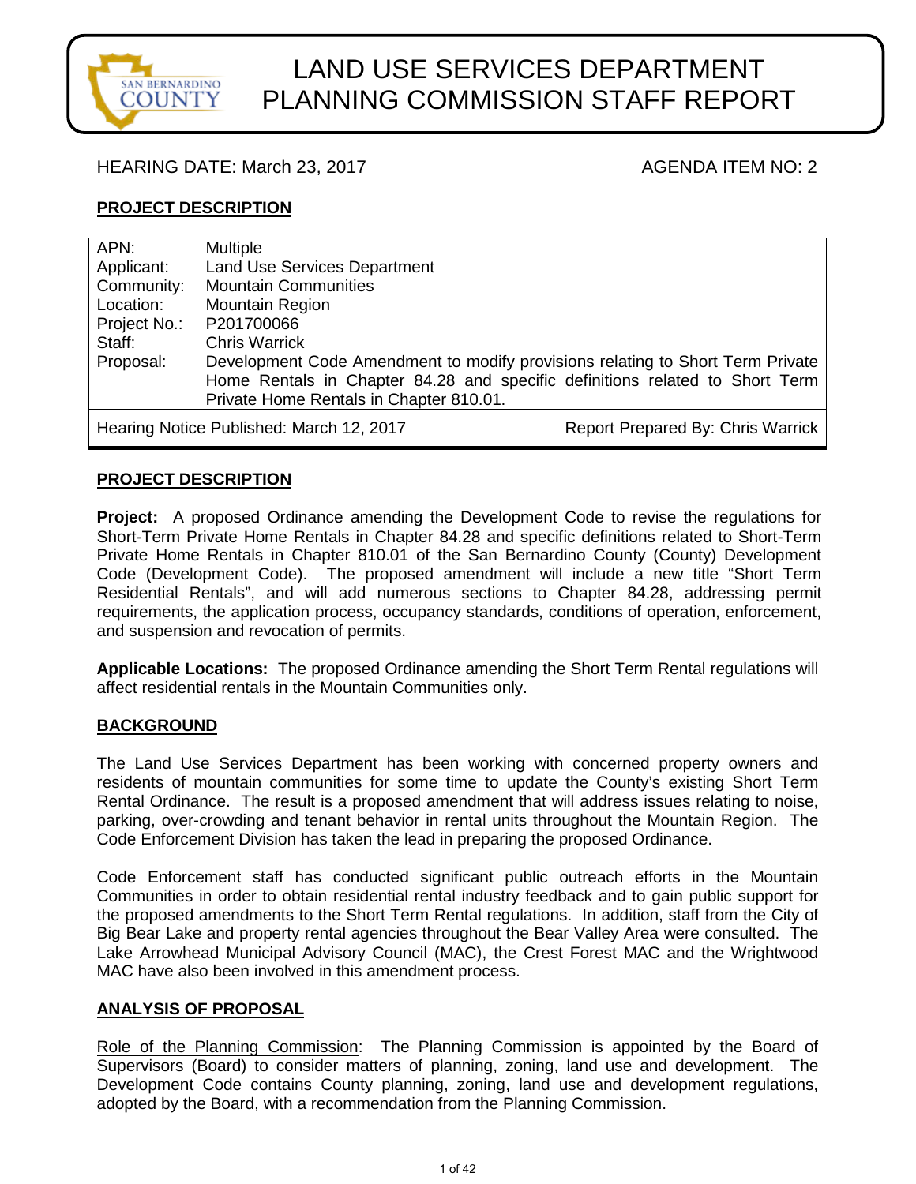# LAND USE SERVICES DEPARTMENT PLANNING COMMISSION STAFF REPORT

HEARING DATE: March 23, 2017 AGENDA ITEM NO: 2

## PROJECT DESCRIPTION

| | |
|---|---|
| APN: | Multiple |
| Applicant: | Land Use Services Department |
| Community: | Mountain Communities |
| Location: | Mountain Region |
| Project No.: | P201700066 |
| Staff: | Chris Warrick |
| Proposal: | Development Code Amendment to modify provisions relating to Short Term Private Home Rentals in Chapter 84.28 and specific definitions related to Short Term Private Home Rentals in Chapter 810.01. |
| Hearing Notice Published: March 12, 2017 | Report Prepared By: Chris Warrick |

## PROJECT DESCRIPTION

**Project:** A proposed Ordinance amending the Development Code to revise the regulations for Short-Term Private Home Rentals in Chapter 84.28 and specific definitions related to Short-Term Private Home Rentals in Chapter 810.01 of the San Bernardino County (County) Development Code (Development Code). The proposed amendment will include a new title "Short Term Residential Rentals", and will add numerous sections to Chapter 84.28, addressing permit requirements, the application process, occupancy standards, conditions of operation, enforcement, and suspension and revocation of permits.

**Applicable Locations:** The proposed Ordinance amending the Short Term Rental regulations will affect residential rentals in the Mountain Communities only.

## BACKGROUND

The Land Use Services Department has been working with concerned property owners and residents of mountain communities for some time to update the County's existing Short Term Rental Ordinance. The result is a proposed amendment that will address issues relating to noise, parking, over-crowding and tenant behavior in rental units throughout the Mountain Region. The Code Enforcement Division has taken the lead in preparing the proposed Ordinance.

Code Enforcement staff has conducted significant public outreach efforts in the Mountain Communities in order to obtain residential rental industry feedback and to gain public support for the proposed amendments to the Short Term Rental regulations. In addition, staff from the City of Big Bear Lake and property rental agencies throughout the Bear Valley Area were consulted. The Lake Arrowhead Municipal Advisory Council (MAC), the Crest Forest MAC and the Wrightwood MAC have also been involved in this amendment process.

## ANALYSIS OF PROPOSAL

Role of the Planning Commission: The Planning Commission is appointed by the Board of Supervisors (Board) to consider matters of planning, zoning, land use and development. The Development Code contains County planning, zoning, land use and development regulations, adopted by the Board, with a recommendation from the Planning Commission.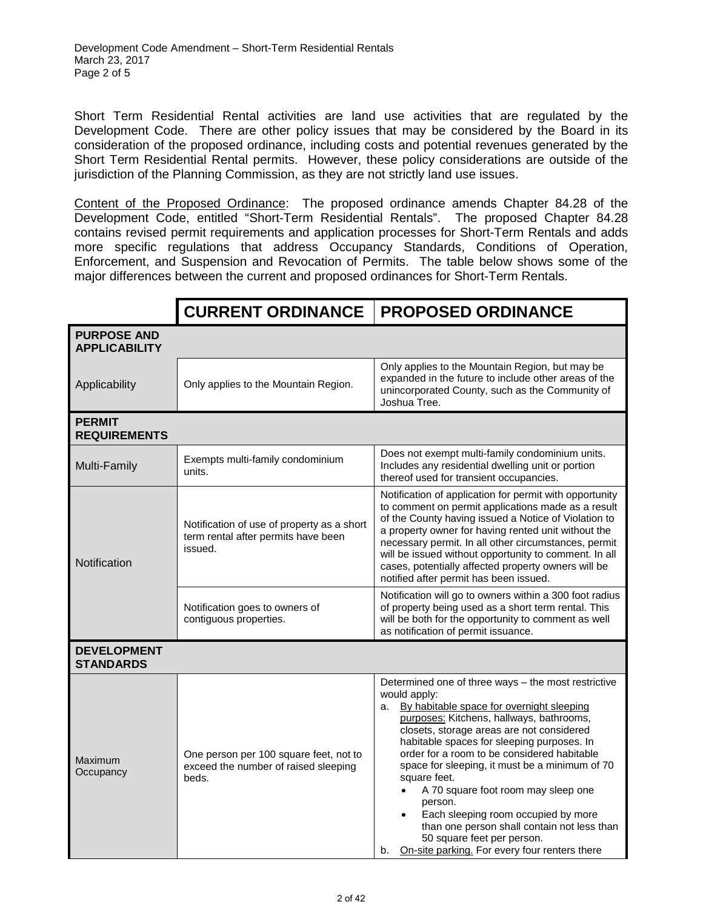Short Term Residential Rental activities are land use activities that are regulated by the Development Code. There are other policy issues that may be considered by the Board in its consideration of the proposed ordinance, including costs and potential revenues generated by the Short Term Residential Rental permits. However, these policy considerations are outside of the jurisdiction of the Planning Commission, as they are not strictly land use issues.

Content of the Proposed Ordinance: The proposed ordinance amends Chapter 84.28 of the Development Code, entitled "Short-Term Residential Rentals". The proposed Chapter 84.28 contains revised permit requirements and application processes for Short-Term Rentals and adds more specific regulations that address Occupancy Standards, Conditions of Operation, Enforcement, and Suspension and Revocation of Permits. The table below shows some of the major differences between the current and proposed ordinances for Short-Term Rentals.

| | CURRENT ORDINANCE | PROPOSED ORDINANCE |
|---|---|---|
| **PURPOSE AND APPLICABILITY** | | |
| Applicability | Only applies to the Mountain Region. | Only applies to the Mountain Region, but may be expanded in the future to include other areas of the unincorporated County, such as the Community of Joshua Tree. |
| **PERMIT REQUIREMENTS** | | |
| Multi-Family | Exempts multi-family condominium units. | Does not exempt multi-family condominium units. Includes any residential dwelling unit or portion thereof used for transient occupancies. |
| Notification | Notification of use of property as a short term rental after permits have been issued. | Notification of application for permit with opportunity to comment on permit applications made as a result of the County having issued a Notice of Violation to a property owner for having rented unit without the necessary permit. In all other circumstances, permit will be issued without opportunity to comment. In all cases, potentially affected property owners will be notified after permit has been issued. |
| | Notification goes to owners of contiguous properties. | Notification will go to owners within a 300 foot radius of property being used as a short term rental. This will be both for the opportunity to comment as well as notification of permit issuance. |
| **DEVELOPMENT STANDARDS** | | |
| Maximum Occupancy | One person per 100 square feet, not to exceed the number of raised sleeping beds. | Determined one of three ways – the most restrictive would apply:<br>a. By habitable space for overnight sleeping purposes: Kitchens, hallways, bathrooms, closets, storage areas are not considered habitable spaces for sleeping purposes. In order for a room to be considered habitable space for sleeping, it must be a minimum of 70 square feet.<br>• A 70 square foot room may sleep one person.<br>• Each sleeping room occupied by more than one person shall contain not less than 50 square feet per person.<br>b. On-site parking. For every four renters there |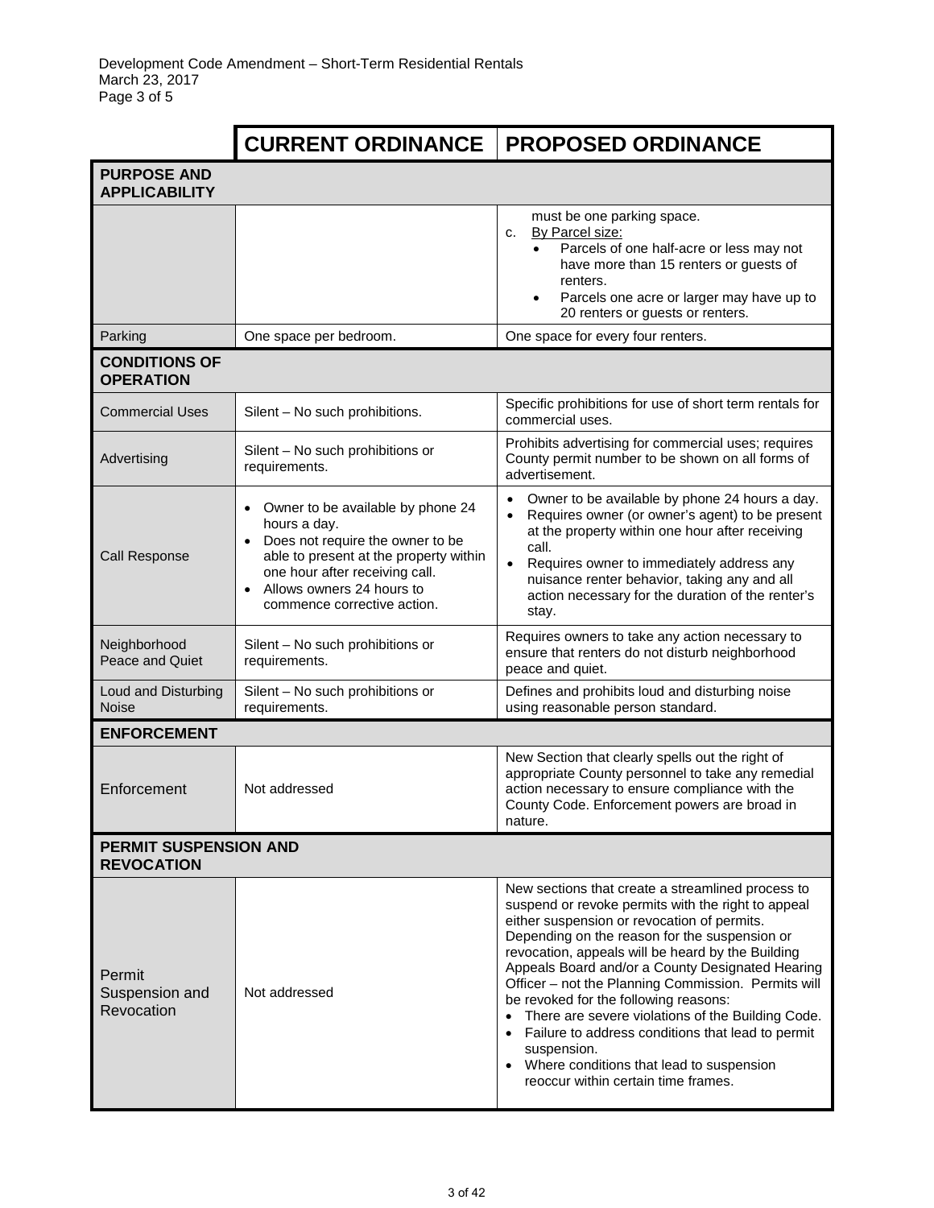| | CURRENT ORDINANCE | PROPOSED ORDINANCE |
|---|---|---|
| **PURPOSE AND APPLICABILITY** | | |
| | | must be one parking space.<br>c. By Parcel size:<br>• Parcels of one half-acre or less may not have more than 15 renters or guests of renters.<br>• Parcels one acre or larger may have up to 20 renters or guests or renters. |
| Parking | One space per bedroom. | One space for every four renters. |
| **CONDITIONS OF OPERATION** | | |
| Commercial Uses | Silent – No such prohibitions. | Specific prohibitions for use of short term rentals for commercial uses. |
| Advertising | Silent – No such prohibitions or requirements. | Prohibits advertising for commercial uses; requires County permit number to be shown on all forms of advertisement. |
| Call Response | • Owner to be available by phone 24 hours a day.<br>• Does not require the owner to be able to present at the property within one hour after receiving call.<br>• Allows owners 24 hours to commence corrective action. | • Owner to be available by phone 24 hours a day.<br>• Requires owner (or owner's agent) to be present at the property within one hour after receiving call.<br>• Requires owner to immediately address any nuisance renter behavior, taking any and all action necessary for the duration of the renter's stay. |
| Neighborhood Peace and Quiet | Silent – No such prohibitions or requirements. | Requires owners to take any action necessary to ensure that renters do not disturb neighborhood peace and quiet. |
| Loud and Disturbing Noise | Silent – No such prohibitions or requirements. | Defines and prohibits loud and disturbing noise using reasonable person standard. |
| **ENFORCEMENT** | | |
| Enforcement | Not addressed | New Section that clearly spells out the right of appropriate County personnel to take any remedial action necessary to ensure compliance with the County Code. Enforcement powers are broad in nature. |
| **PERMIT SUSPENSION AND REVOCATION** | | |
| Permit Suspension and Revocation | Not addressed | New sections that create a streamlined process to suspend or revoke permits with the right to appeal either suspension or revocation of permits. Depending on the reason for the suspension or revocation, appeals will be heard by the Building Appeals Board and/or a County Designated Hearing Officer – not the Planning Commission. Permits will be revoked for the following reasons:<br>• There are severe violations of the Building Code.<br>• Failure to address conditions that lead to permit suspension.<br>• Where conditions that lead to suspension reoccur within certain time frames. |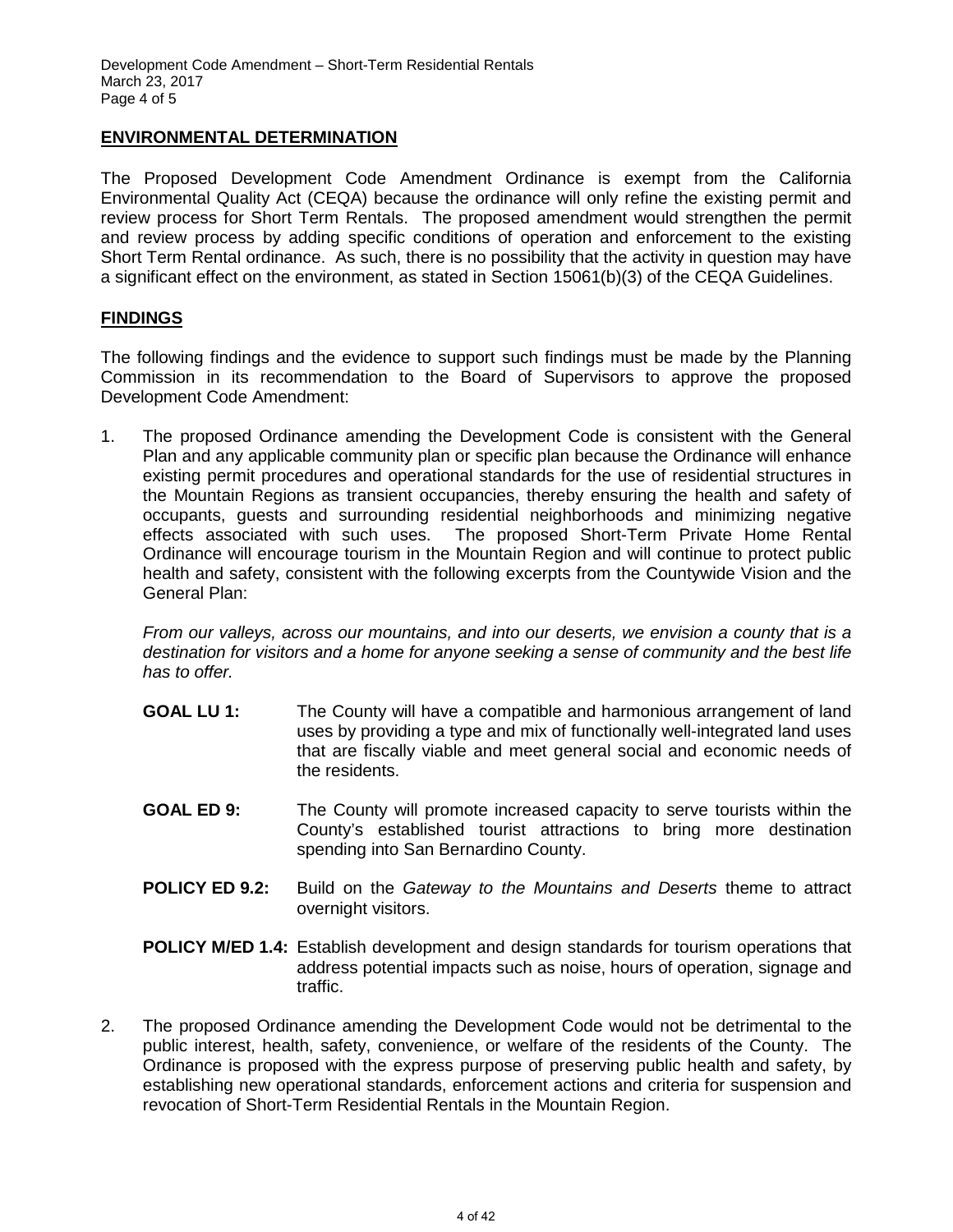## ENVIRONMENTAL DETERMINATION

The Proposed Development Code Amendment Ordinance is exempt from the California Environmental Quality Act (CEQA) because the ordinance will only refine the existing permit and review process for Short Term Rentals. The proposed amendment would strengthen the permit and review process by adding specific conditions of operation and enforcement to the existing Short Term Rental ordinance. As such, there is no possibility that the activity in question may have a significant effect on the environment, as stated in Section 15061(b)(3) of the CEQA Guidelines.

## FINDINGS

The following findings and the evidence to support such findings must be made by the Planning Commission in its recommendation to the Board of Supervisors to approve the proposed Development Code Amendment:

1. The proposed Ordinance amending the Development Code is consistent with the General Plan and any applicable community plan or specific plan because the Ordinance will enhance existing permit procedures and operational standards for the use of residential structures in the Mountain Regions as transient occupancies, thereby ensuring the health and safety of occupants, guests and surrounding residential neighborhoods and minimizing negative effects associated with such uses. The proposed Short-Term Private Home Rental Ordinance will encourage tourism in the Mountain Region and will continue to protect public health and safety, consistent with the following excerpts from the Countywide Vision and the General Plan:

   *From our valleys, across our mountains, and into our deserts, we envision a county that is a destination for visitors and a home for anyone seeking a sense of community and the best life has to offer.*

   **GOAL LU 1:** The County will have a compatible and harmonious arrangement of land uses by providing a type and mix of functionally well-integrated land uses that are fiscally viable and meet general social and economic needs of the residents.

   **GOAL ED 9:** The County will promote increased capacity to serve tourists within the County's established tourist attractions to bring more destination spending into San Bernardino County.

   **POLICY ED 9.2:** Build on the *Gateway to the Mountains and Deserts* theme to attract overnight visitors.

   **POLICY M/ED 1.4:** Establish development and design standards for tourism operations that address potential impacts such as noise, hours of operation, signage and traffic.

2. The proposed Ordinance amending the Development Code would not be detrimental to the public interest, health, safety, convenience, or welfare of the residents of the County. The Ordinance is proposed with the express purpose of preserving public health and safety, by establishing new operational standards, enforcement actions and criteria for suspension and revocation of Short-Term Residential Rentals in the Mountain Region.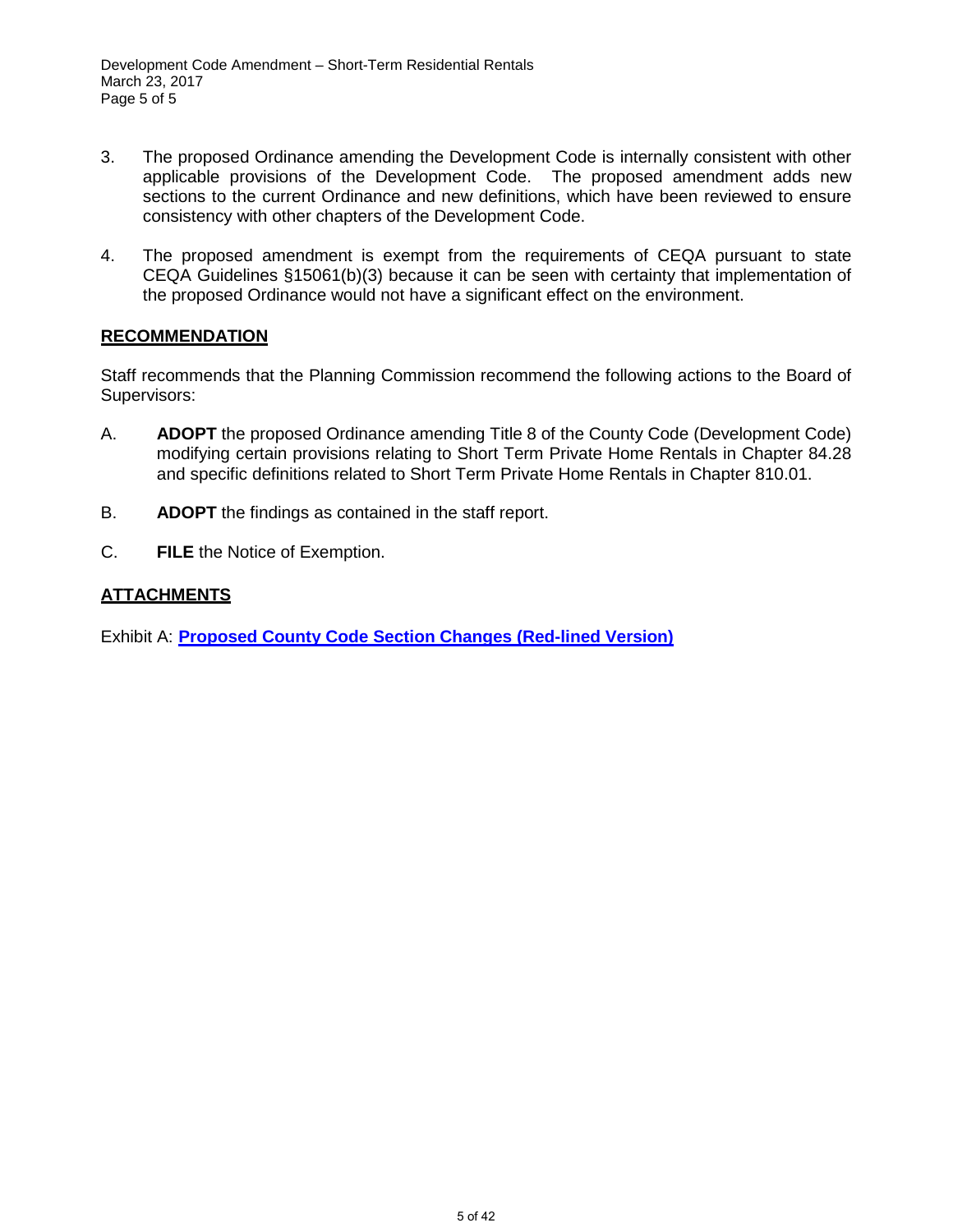3. The proposed Ordinance amending the Development Code is internally consistent with other applicable provisions of the Development Code. The proposed amendment adds new sections to the current Ordinance and new definitions, which have been reviewed to ensure consistency with other chapters of the Development Code.

4. The proposed amendment is exempt from the requirements of CEQA pursuant to state CEQA Guidelines §15061(b)(3) because it can be seen with certainty that implementation of the proposed Ordinance would not have a significant effect on the environment.

## RECOMMENDATION

Staff recommends that the Planning Commission recommend the following actions to the Board of Supervisors:

A. **ADOPT** the proposed Ordinance amending Title 8 of the County Code (Development Code) modifying certain provisions relating to Short Term Private Home Rentals in Chapter 84.28 and specific definitions related to Short Term Private Home Rentals in Chapter 810.01.

B. **ADOPT** the findings as contained in the staff report.

C. **FILE** the Notice of Exemption.

## ATTACHMENTS

Exhibit A: **Proposed County Code Section Changes (Red-lined Version)**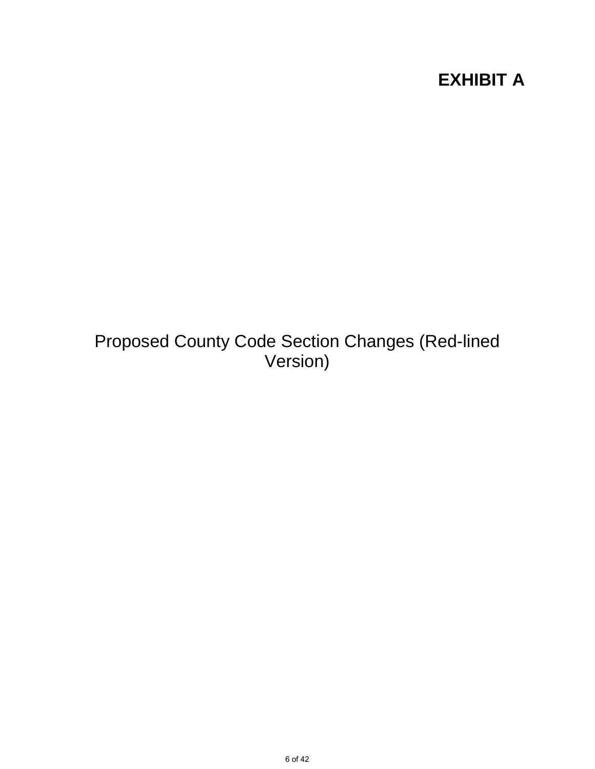# EXHIBIT A

Proposed County Code Section Changes (Red-lined Version)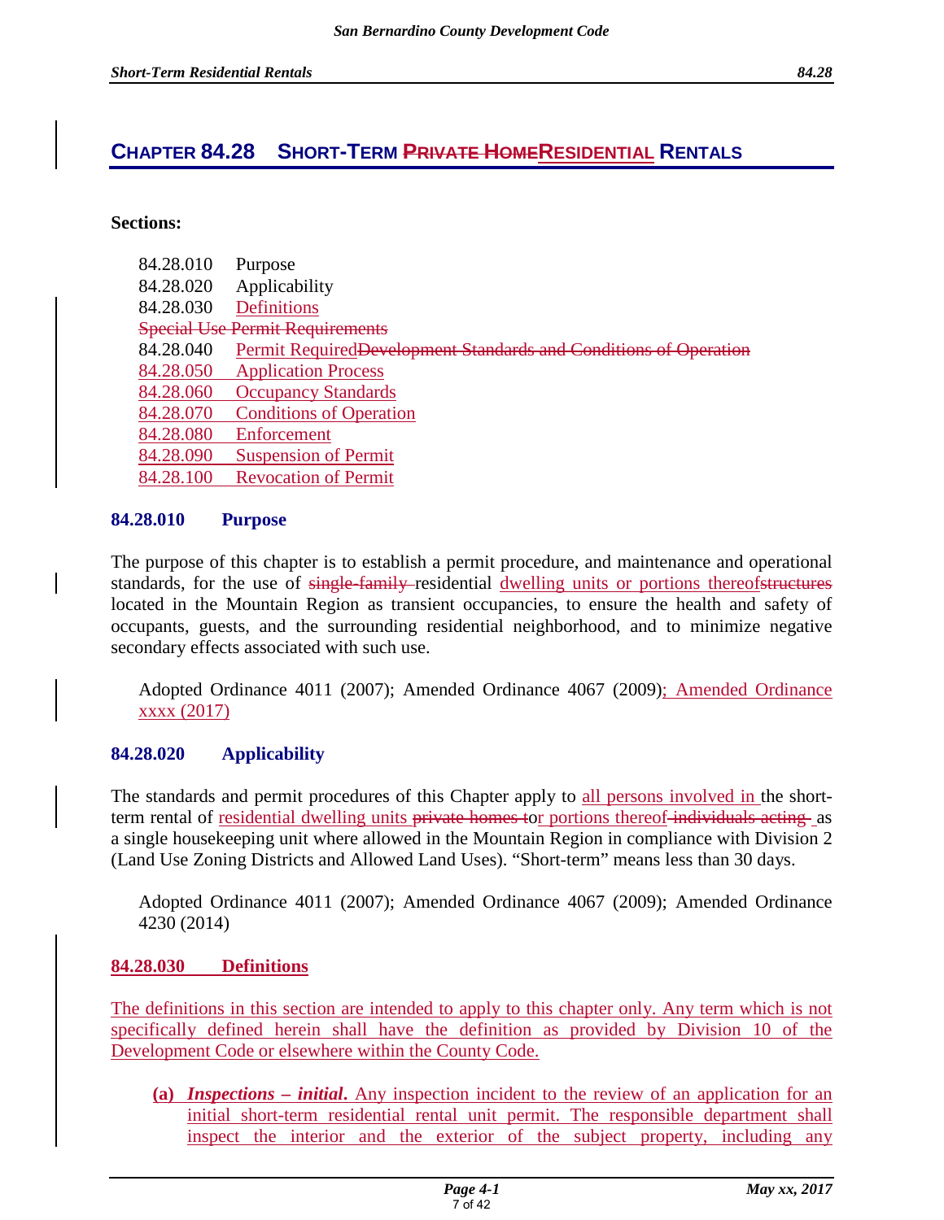# CHAPTER 84.28 SHORT-TERM ~~PRIVATE HOME~~RESIDENTIAL RENTALS

**Sections:**

84.28.010 Purpose
84.28.020 Applicability
84.28.030 Definitions
~~Special Use Permit Requirements~~
84.28.040 Permit Required~~Development Standards and Conditions of Operation~~
84.28.050 Application Process
84.28.060 Occupancy Standards
84.28.070 Conditions of Operation
84.28.080 Enforcement
84.28.090 Suspension of Permit
84.28.100 Revocation of Permit

## 84.28.010 Purpose

The purpose of this chapter is to establish a permit procedure, and maintenance and operational standards, for the use of ~~single-family~~ residential dwelling units or portions thereof~~structures~~ located in the Mountain Region as transient occupancies, to ensure the health and safety of occupants, guests, and the surrounding residential neighborhood, and to minimize negative secondary effects associated with such use.

Adopted Ordinance 4011 (2007); Amended Ordinance 4067 (2009); Amended Ordinance xxxx (2017)

## 84.28.020 Applicability

The standards and permit procedures of this Chapter apply to all persons involved in the short-term rental of residential dwelling units ~~private homes t~~or portions thereof ~~individuals acting~~ as a single housekeeping unit where allowed in the Mountain Region in compliance with Division 2 (Land Use Zoning Districts and Allowed Land Uses). "Short-term" means less than 30 days.

Adopted Ordinance 4011 (2007); Amended Ordinance 4067 (2009); Amended Ordinance 4230 (2014)

## 84.28.030 Definitions

The definitions in this section are intended to apply to this chapter only. Any term which is not specifically defined herein shall have the definition as provided by Division 10 of the Development Code or elsewhere within the County Code.

**(a)** ***Inspections – initial.*** Any inspection incident to the review of an application for an initial short-term residential rental unit permit. The responsible department shall inspect the interior and the exterior of the subject property, including any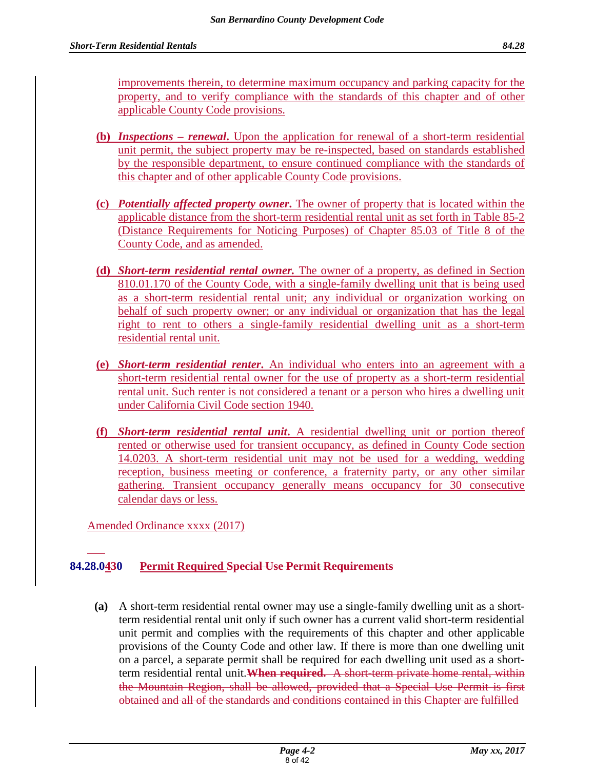improvements therein, to determine maximum occupancy and parking capacity for the property, and to verify compliance with the standards of this chapter and of other applicable County Code provisions.

**(b)** ***Inspections – renewal*.** Upon the application for renewal of a short-term residential unit permit, the subject property may be re-inspected, based on standards established by the responsible department, to ensure continued compliance with the standards of this chapter and of other applicable County Code provisions.

**(c)** ***Potentially affected property owner*.** The owner of property that is located within the applicable distance from the short-term residential rental unit as set forth in Table 85-2 (Distance Requirements for Noticing Purposes) of Chapter 85.03 of Title 8 of the County Code, and as amended.

**(d)** ***Short-term residential rental owner.*** The owner of a property, as defined in Section 810.01.170 of the County Code, with a single-family dwelling unit that is being used as a short-term residential rental unit; any individual or organization working on behalf of such property owner; or any individual or organization that has the legal right to rent to others a single-family residential dwelling unit as a short-term residential rental unit.

**(e)** ***Short-term residential renter*.** An individual who enters into an agreement with a short-term residential rental owner for the use of property as a short-term residential rental unit. Such renter is not considered a tenant or a person who hires a dwelling unit under California Civil Code section 1940.

**(f)** ***Short-term residential rental unit*.** A residential dwelling unit or portion thereof rented or otherwise used for transient occupancy, as defined in County Code section 14.0203. A short-term residential unit may not be used for a wedding, wedding reception, business meeting or conference, a fraternity party, or any other similar gathering. Transient occupancy generally means occupancy for 30 consecutive calendar days or less.

Amended Ordinance xxxx (2017)

## 84.28.0430 Permit Required ~~Special Use Permit Requirements~~

**(a)** A short-term residential rental owner may use a single-family dwelling unit as a short-term residential rental unit only if such owner has a current valid short-term residential unit permit and complies with the requirements of this chapter and other applicable provisions of the County Code and other law. If there is more than one dwelling unit on a parcel, a separate permit shall be required for each dwelling unit used as a short-term residential rental unit.~~**When required.** A short-term private home rental, within the Mountain Region, shall be allowed, provided that a Special Use Permit is first obtained and all of the standards and conditions contained in this Chapter are fulfilled~~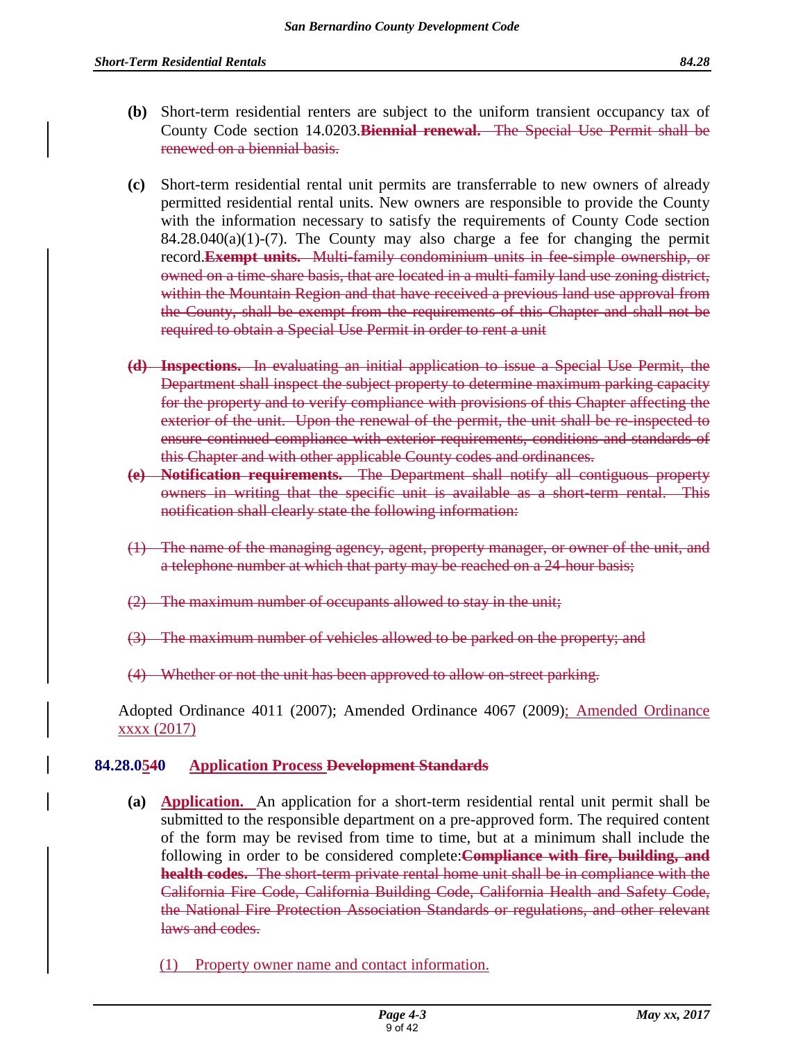**(b)** Short-term residential renters are subject to the uniform transient occupancy tax of County Code section 14.0203.~~**Biennial renewal.** The Special Use Permit shall be renewed on a biennial basis.~~

**(c)** Short-term residential rental unit permits are transferrable to new owners of already permitted residential rental units. New owners are responsible to provide the County with the information necessary to satisfy the requirements of County Code section 84.28.040(a)(1)-(7). The County may also charge a fee for changing the permit record.~~**Exempt units.** Multi-family condominium units in fee-simple ownership, or owned on a time-share basis, that are located in a multi-family land use zoning district, within the Mountain Region and that have received a previous land use approval from the County, shall be exempt from the requirements of this Chapter and shall not be required to obtain a Special Use Permit in order to rent a unit~~

~~**(d) Inspections.** In evaluating an initial application to issue a Special Use Permit, the Department shall inspect the subject property to determine maximum parking capacity for the property and to verify compliance with provisions of this Chapter affecting the exterior of the unit. Upon the renewal of the permit, the unit shall be re-inspected to ensure continued compliance with exterior requirements, conditions and standards of this Chapter and with other applicable County codes and ordinances.~~

~~**(e) Notification requirements.** The Department shall notify all contiguous property owners in writing that the specific unit is available as a short-term rental. This notification shall clearly state the following information:~~

~~(1) The name of the managing agency, agent, property manager, or owner of the unit, and a telephone number at which that party may be reached on a 24-hour basis;~~

~~(2) The maximum number of occupants allowed to stay in the unit;~~

~~(3) The maximum number of vehicles allowed to be parked on the property; and~~

~~(4) Whether or not the unit has been approved to allow on-street parking.~~

Adopted Ordinance 4011 (2007); Amended Ordinance 4067 (2009)<u>; Amended Ordinance xxxx (2017)</u>

### 84.28.0<u>5</u>~~4~~0 <u>Application Process</u> ~~Development Standards~~

**(a)** <u>**Application.**</u> An application for a short-term residential rental unit permit shall be submitted to the responsible department on a pre-approved form. The required content of the form may be revised from time to time, but at a minimum shall include the following in order to be considered complete:~~**Compliance with fire, building, and health codes.** The short-term private rental home unit shall be in compliance with the California Fire Code, California Building Code, California Health and Safety Code, the National Fire Protection Association Standards or regulations, and other relevant laws and codes.~~

<u>(1) Property owner name and contact information.</u>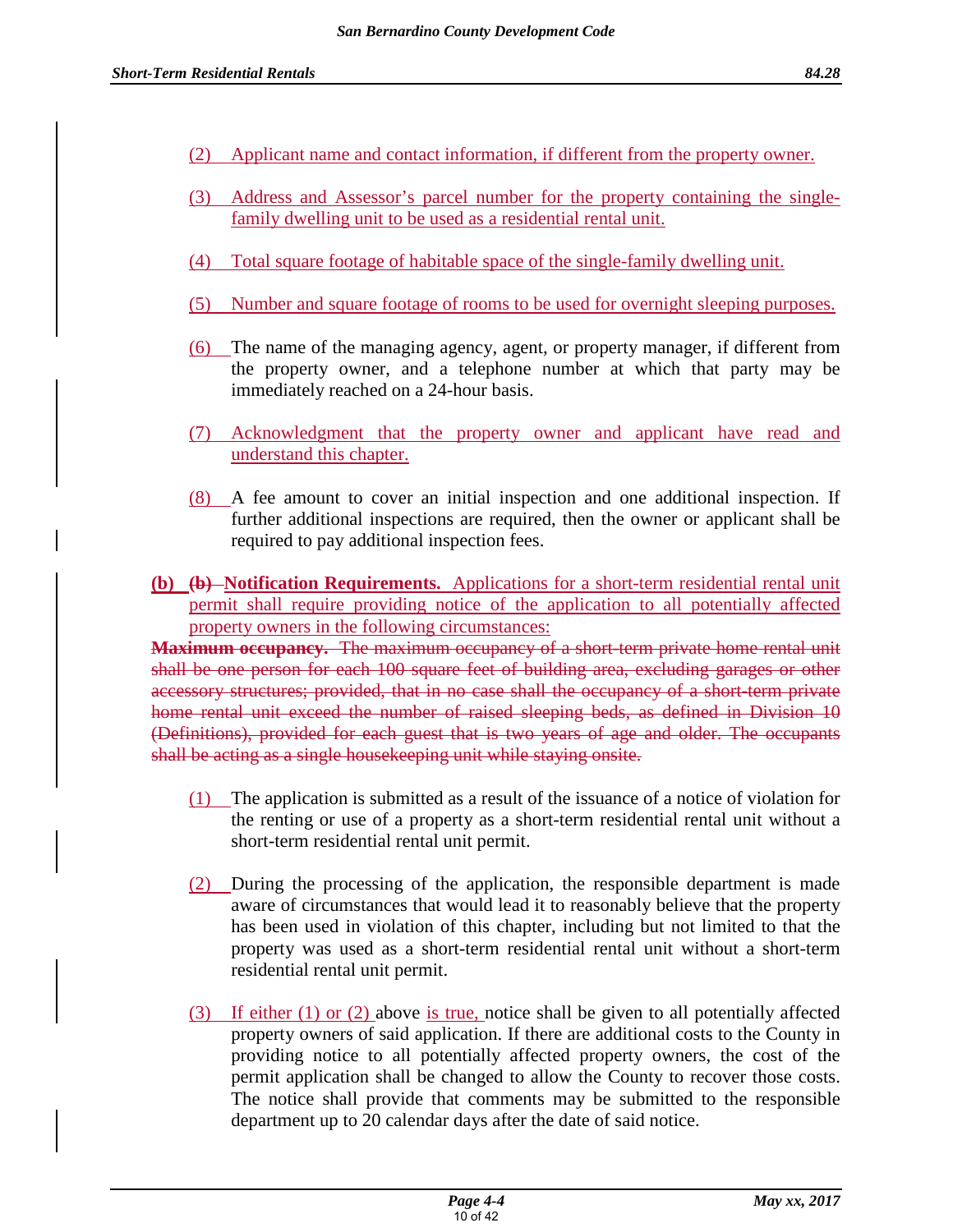(2) Applicant name and contact information, if different from the property owner.

(3) Address and Assessor's parcel number for the property containing the single-family dwelling unit to be used as a residential rental unit.

(4) Total square footage of habitable space of the single-family dwelling unit.

(5) Number and square footage of rooms to be used for overnight sleeping purposes.

(6) The name of the managing agency, agent, or property manager, if different from the property owner, and a telephone number at which that party may be immediately reached on a 24-hour basis.

(7) Acknowledgment that the property owner and applicant have read and understand this chapter.

(8) A fee amount to cover an initial inspection and one additional inspection. If further additional inspections are required, then the owner or applicant shall be required to pay additional inspection fees.

**(b)** ~~**(b)**~~ **Notification Requirements.** Applications for a short-term residential rental unit permit shall require providing notice of the application to all potentially affected property owners in the following circumstances:

~~**Maximum occupancy.** The maximum occupancy of a short-term private home rental unit shall be one person for each 100 square feet of building area, excluding garages or other accessory structures; provided, that in no case shall the occupancy of a short-term private home rental unit exceed the number of raised sleeping beds, as defined in Division 10 (Definitions), provided for each guest that is two years of age and older. The occupants shall be acting as a single housekeeping unit while staying onsite.~~

(1) The application is submitted as a result of the issuance of a notice of violation for the renting or use of a property as a short-term residential rental unit without a short-term residential rental unit permit.

(2) During the processing of the application, the responsible department is made aware of circumstances that would lead it to reasonably believe that the property has been used in violation of this chapter, including but not limited to that the property was used as a short-term residential rental unit without a short-term residential rental unit permit.

(3) If either (1) or (2) above is true, notice shall be given to all potentially affected property owners of said application. If there are additional costs to the County in providing notice to all potentially affected property owners, the cost of the permit application shall be changed to allow the County to recover those costs. The notice shall provide that comments may be submitted to the responsible department up to 20 calendar days after the date of said notice.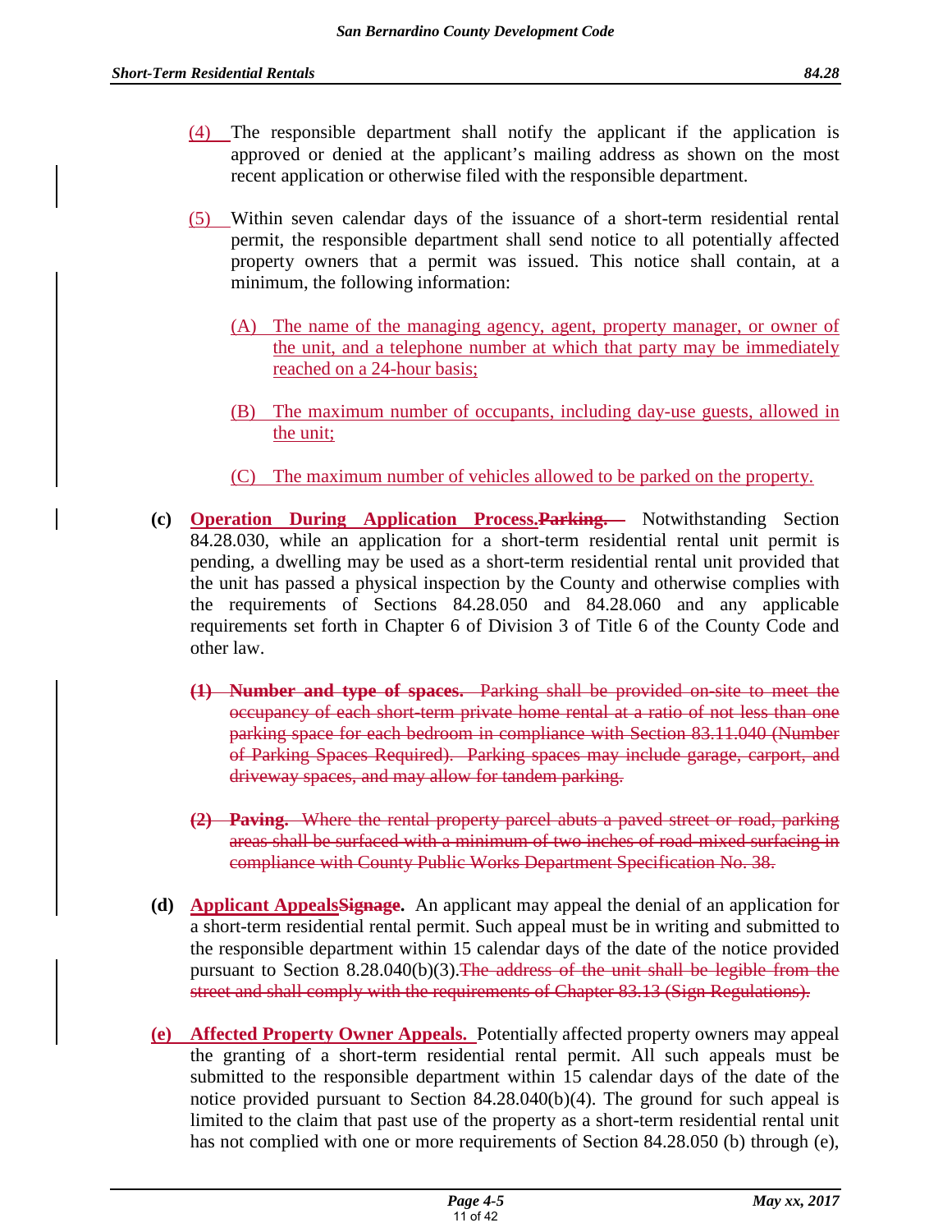(4) The responsible department shall notify the applicant if the application is approved or denied at the applicant's mailing address as shown on the most recent application or otherwise filed with the responsible department.

(5) Within seven calendar days of the issuance of a short-term residential rental permit, the responsible department shall send notice to all potentially affected property owners that a permit was issued. This notice shall contain, at a minimum, the following information:

(A) The name of the managing agency, agent, property manager, or owner of the unit, and a telephone number at which that party may be immediately reached on a 24-hour basis;

(B) The maximum number of occupants, including day-use guests, allowed in the unit;

(C) The maximum number of vehicles allowed to be parked on the property.

**(c) Operation During Application Process.~~Parking.~~** Notwithstanding Section 84.28.030, while an application for a short-term residential rental unit permit is pending, a dwelling may be used as a short-term residential rental unit provided that the unit has passed a physical inspection by the County and otherwise complies with the requirements of Sections 84.28.050 and 84.28.060 and any applicable requirements set forth in Chapter 6 of Division 3 of Title 6 of the County Code and other law.

~~**(1) Number and type of spaces.** Parking shall be provided on-site to meet the occupancy of each short-term private home rental at a ratio of not less than one parking space for each bedroom in compliance with Section 83.11.040 (Number of Parking Spaces Required). Parking spaces may include garage, carport, and driveway spaces, and may allow for tandem parking.~~

~~**(2) Paving.** Where the rental property parcel abuts a paved street or road, parking areas shall be surfaced with a minimum of two inches of road-mixed surfacing in compliance with County Public Works Department Specification No. 38.~~

**(d) Applicant Appeals~~Signage~~.** An applicant may appeal the denial of an application for a short-term residential rental permit. Such appeal must be in writing and submitted to the responsible department within 15 calendar days of the date of the notice provided pursuant to Section 8.28.040(b)(3).~~The address of the unit shall be legible from the street and shall comply with the requirements of Chapter 83.13 (Sign Regulations).~~

**(e) Affected Property Owner Appeals.** Potentially affected property owners may appeal the granting of a short-term residential rental permit. All such appeals must be submitted to the responsible department within 15 calendar days of the date of the notice provided pursuant to Section 84.28.040(b)(4). The ground for such appeal is limited to the claim that past use of the property as a short-term residential rental unit has not complied with one or more requirements of Section 84.28.050 (b) through (e),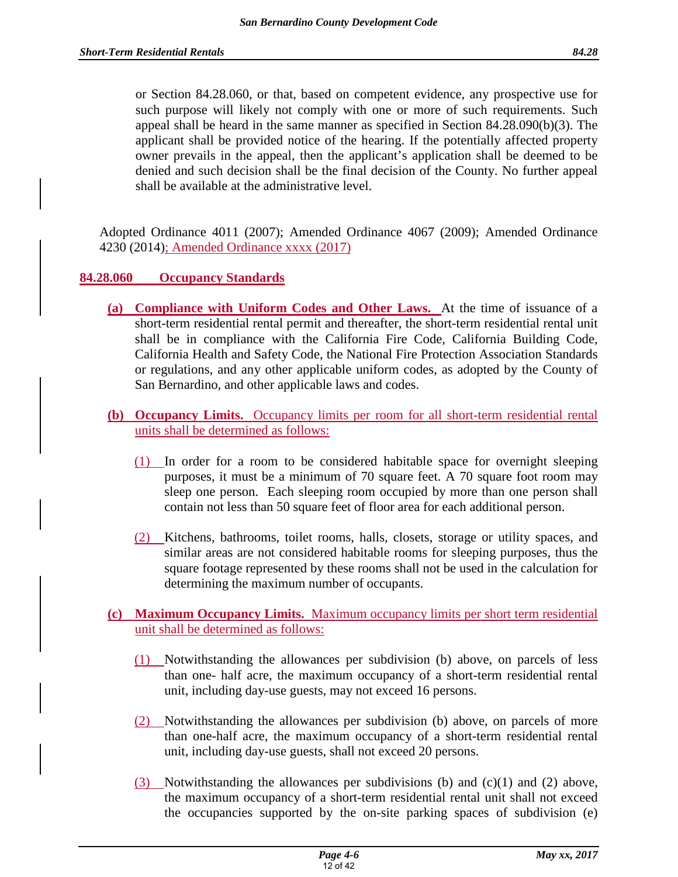or Section 84.28.060, or that, based on competent evidence, any prospective use for such purpose will likely not comply with one or more of such requirements. Such appeal shall be heard in the same manner as specified in Section 84.28.090(b)(3). The applicant shall be provided notice of the hearing. If the potentially affected property owner prevails in the appeal, then the applicant's application shall be deemed to be denied and such decision shall be the final decision of the County. No further appeal shall be available at the administrative level.

Adopted Ordinance 4011 (2007); Amended Ordinance 4067 (2009); Amended Ordinance 4230 (2014); Amended Ordinance xxxx (2017)

## 84.28.060 Occupancy Standards

**(a) Compliance with Uniform Codes and Other Laws.** At the time of issuance of a short-term residential rental permit and thereafter, the short-term residential rental unit shall be in compliance with the California Fire Code, California Building Code, California Health and Safety Code, the National Fire Protection Association Standards or regulations, and any other applicable uniform codes, as adopted by the County of San Bernardino, and other applicable laws and codes.

**(b) Occupancy Limits.** Occupancy limits per room for all short-term residential rental units shall be determined as follows:

(1) In order for a room to be considered habitable space for overnight sleeping purposes, it must be a minimum of 70 square feet. A 70 square foot room may sleep one person. Each sleeping room occupied by more than one person shall contain not less than 50 square feet of floor area for each additional person.

(2) Kitchens, bathrooms, toilet rooms, halls, closets, storage or utility spaces, and similar areas are not considered habitable rooms for sleeping purposes, thus the square footage represented by these rooms shall not be used in the calculation for determining the maximum number of occupants.

**(c) Maximum Occupancy Limits.** Maximum occupancy limits per short term residential unit shall be determined as follows:

(1) Notwithstanding the allowances per subdivision (b) above, on parcels of less than one- half acre, the maximum occupancy of a short-term residential rental unit, including day-use guests, may not exceed 16 persons.

(2) Notwithstanding the allowances per subdivision (b) above, on parcels of more than one-half acre, the maximum occupancy of a short-term residential rental unit, including day-use guests, shall not exceed 20 persons.

(3) Notwithstanding the allowances per subdivisions (b) and (c)(1) and (2) above, the maximum occupancy of a short-term residential rental unit shall not exceed the occupancies supported by the on-site parking spaces of subdivision (e)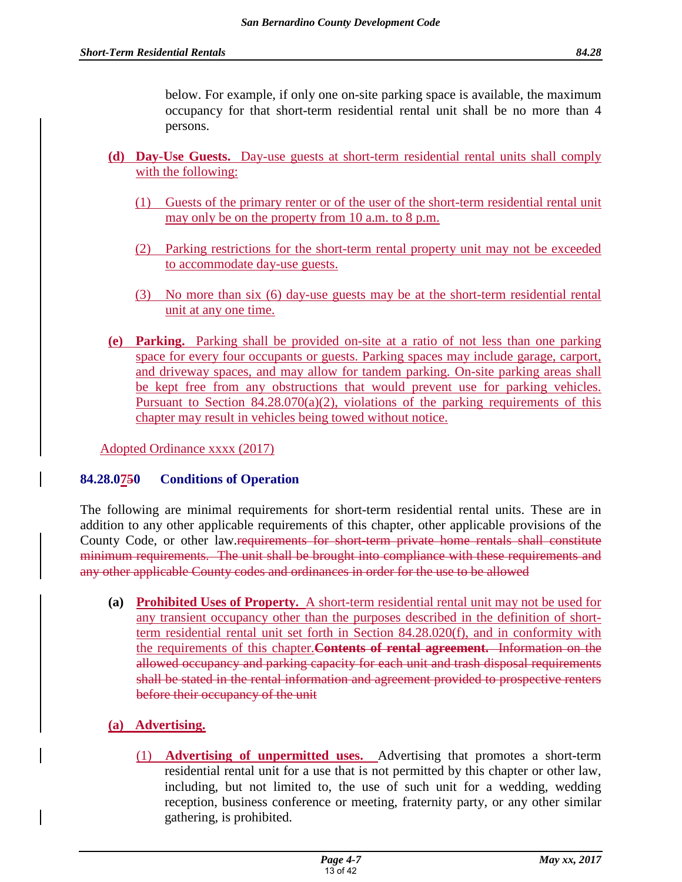below. For example, if only one on-site parking space is available, the maximum occupancy for that short-term residential rental unit shall be no more than 4 persons.

**(d) Day-Use Guests.** Day-use guests at short-term residential rental units shall comply with the following:

(1) Guests of the primary renter or of the user of the short-term residential rental unit may only be on the property from 10 a.m. to 8 p.m.

(2) Parking restrictions for the short-term rental property unit may not be exceeded to accommodate day-use guests.

(3) No more than six (6) day-use guests may be at the short-term residential rental unit at any one time.

**(e) Parking.** Parking shall be provided on-site at a ratio of not less than one parking space for every four occupants or guests. Parking spaces may include garage, carport, and driveway spaces, and may allow for tandem parking. On-site parking areas shall be kept free from any obstructions that would prevent use for parking vehicles. Pursuant to Section 84.28.070(a)(2), violations of the parking requirements of this chapter may result in vehicles being towed without notice.

Adopted Ordinance xxxx (2017)

## 84.28.0750 Conditions of Operation

The following are minimal requirements for short-term residential rental units. These are in addition to any other applicable requirements of this chapter, other applicable provisions of the County Code, or other law.~~requirements for short-term private home rentals shall constitute minimum requirements. The unit shall be brought into compliance with these requirements and any other applicable County codes and ordinances in order for the use to be allowed~~

**(a) Prohibited Uses of Property.** A short-term residential rental unit may not be used for any transient occupancy other than the purposes described in the definition of short-term residential rental unit set forth in Section 84.28.020(f), and in conformity with the requirements of this chapter.~~**Contents of rental agreement.** Information on the allowed occupancy and parking capacity for each unit and trash disposal requirements shall be stated in the rental information and agreement provided to prospective renters before their occupancy of the unit~~

**(a) Advertising.**

(1) **Advertising of unpermitted uses.** Advertising that promotes a short-term residential rental unit for a use that is not permitted by this chapter or other law, including, but not limited to, the use of such unit for a wedding, wedding reception, business conference or meeting, fraternity party, or any other similar gathering, is prohibited.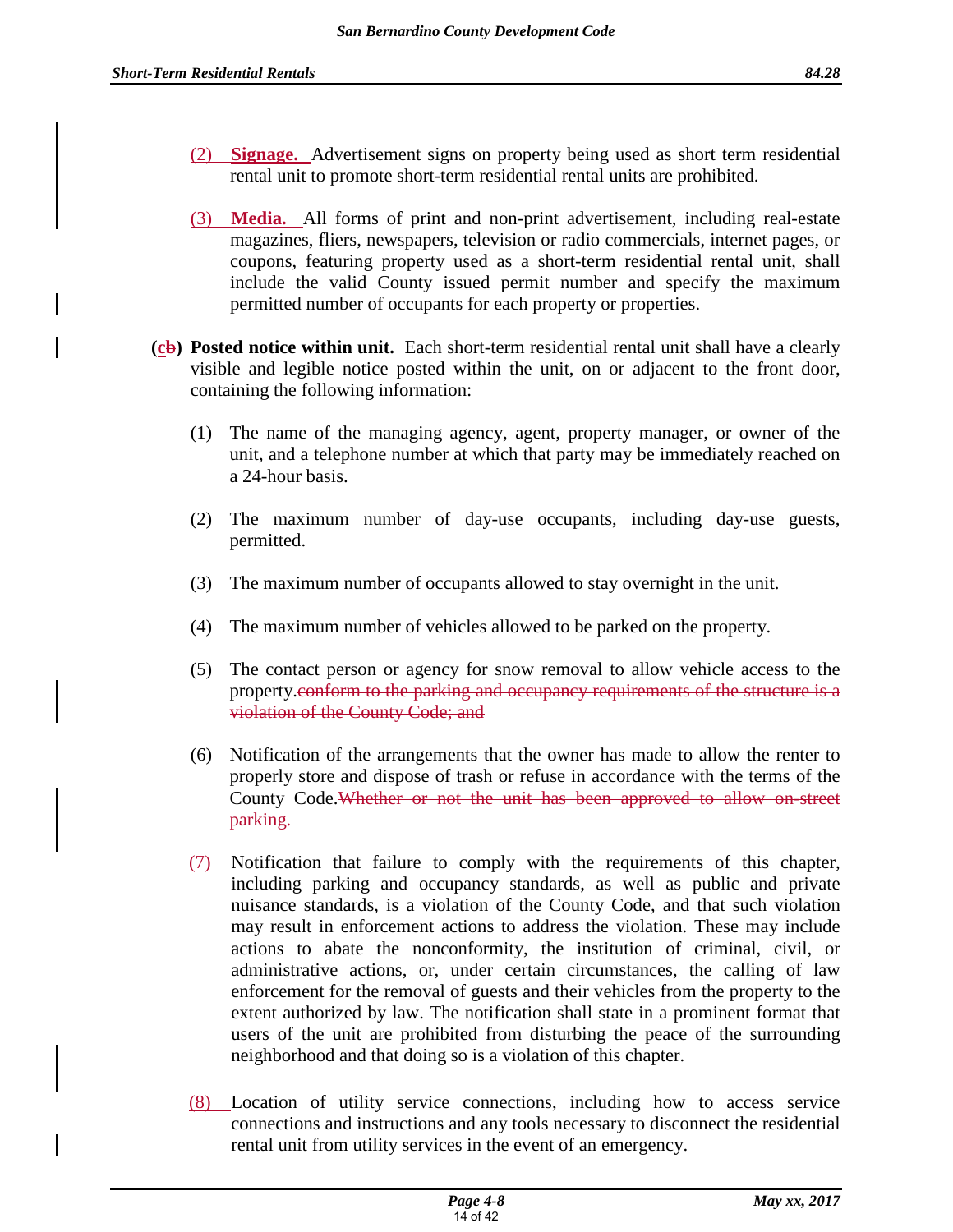(2) **Signage.** Advertisement signs on property being used as short term residential rental unit to promote short-term residential rental units are prohibited.

(3) **Media.** All forms of print and non-print advertisement, including real-estate magazines, fliers, newspapers, television or radio commercials, internet pages, or coupons, featuring property used as a short-term residential rental unit, shall include the valid County issued permit number and specify the maximum permitted number of occupants for each property or properties.

**(c~~b~~) Posted notice within unit.** Each short-term residential rental unit shall have a clearly visible and legible notice posted within the unit, on or adjacent to the front door, containing the following information:

(1) The name of the managing agency, agent, property manager, or owner of the unit, and a telephone number at which that party may be immediately reached on a 24-hour basis.

(2) The maximum number of day-use occupants, including day-use guests, permitted.

(3) The maximum number of occupants allowed to stay overnight in the unit.

(4) The maximum number of vehicles allowed to be parked on the property.

(5) The contact person or agency for snow removal to allow vehicle access to the property.~~conform to the parking and occupancy requirements of the structure is a violation of the County Code; and~~

(6) Notification of the arrangements that the owner has made to allow the renter to properly store and dispose of trash or refuse in accordance with the terms of the County Code.~~Whether or not the unit has been approved to allow on-street parking.~~

(7) Notification that failure to comply with the requirements of this chapter, including parking and occupancy standards, as well as public and private nuisance standards, is a violation of the County Code, and that such violation may result in enforcement actions to address the violation. These may include actions to abate the nonconformity, the institution of criminal, civil, or administrative actions, or, under certain circumstances, the calling of law enforcement for the removal of guests and their vehicles from the property to the extent authorized by law. The notification shall state in a prominent format that users of the unit are prohibited from disturbing the peace of the surrounding neighborhood and that doing so is a violation of this chapter.

(8) Location of utility service connections, including how to access service connections and instructions and any tools necessary to disconnect the residential rental unit from utility services in the event of an emergency.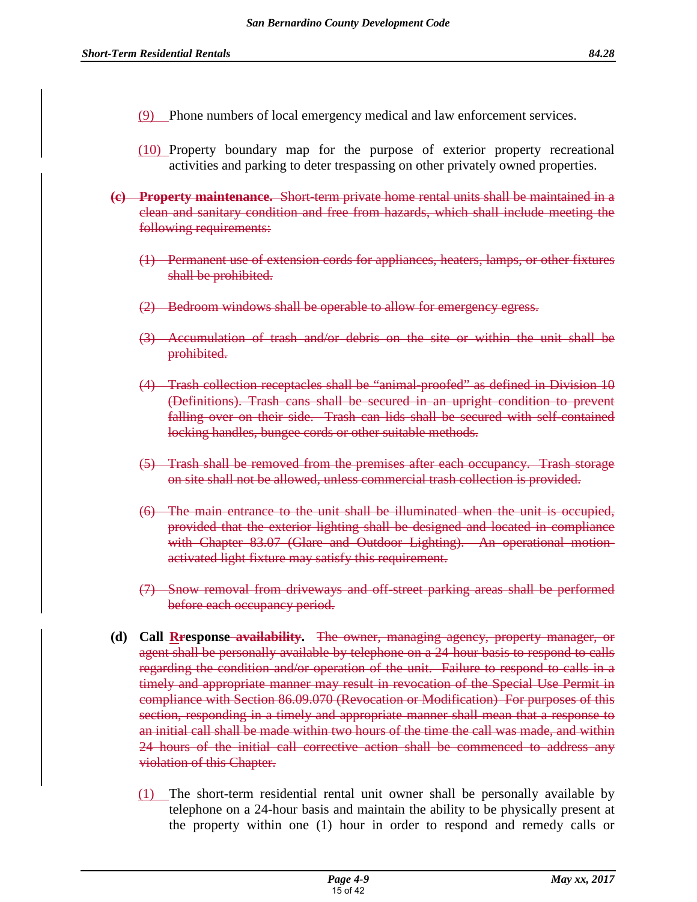(9) Phone numbers of local emergency medical and law enforcement services.

(10) Property boundary map for the purpose of exterior property recreational activities and parking to deter trespassing on other privately owned properties.

~~**(c) Property maintenance.** Short-term private home rental units shall be maintained in a clean and sanitary condition and free from hazards, which shall include meeting the following requirements:~~

~~(1) Permanent use of extension cords for appliances, heaters, lamps, or other fixtures shall be prohibited.~~

~~(2) Bedroom windows shall be operable to allow for emergency egress.~~

~~(3) Accumulation of trash and/or debris on the site or within the unit shall be prohibited.~~

~~(4) Trash collection receptacles shall be "animal-proofed" as defined in Division 10 (Definitions). Trash cans shall be secured in an upright condition to prevent falling over on their side. Trash can lids shall be secured with self-contained locking handles, bungee cords or other suitable methods.~~

~~(5) Trash shall be removed from the premises after each occupancy. Trash storage on site shall not be allowed, unless commercial trash collection is provided.~~

~~(6) The main entrance to the unit shall be illuminated when the unit is occupied, provided that the exterior lighting shall be designed and located in compliance with Chapter 83.07 (Glare and Outdoor Lighting). An operational motion-activated light fixture may satisfy this requirement.~~

~~(7) Snow removal from driveways and off-street parking areas shall be performed before each occupancy period.~~

**(d) Call R~~r~~esponse ~~availability~~.** ~~The owner, managing agency, property manager, or agent shall be personally available by telephone on a 24-hour basis to respond to calls regarding the condition and/or operation of the unit. Failure to respond to calls in a timely and appropriate manner may result in revocation of the Special Use Permit in compliance with Section 86.09.070 (Revocation or Modification) For purposes of this section, responding in a timely and appropriate manner shall mean that a response to an initial call shall be made within two hours of the time the call was made, and within 24 hours of the initial call corrective action shall be commenced to address any violation of this Chapter.~~

(1) The short-term residential rental unit owner shall be personally available by telephone on a 24-hour basis and maintain the ability to be physically present at the property within one (1) hour in order to respond and remedy calls or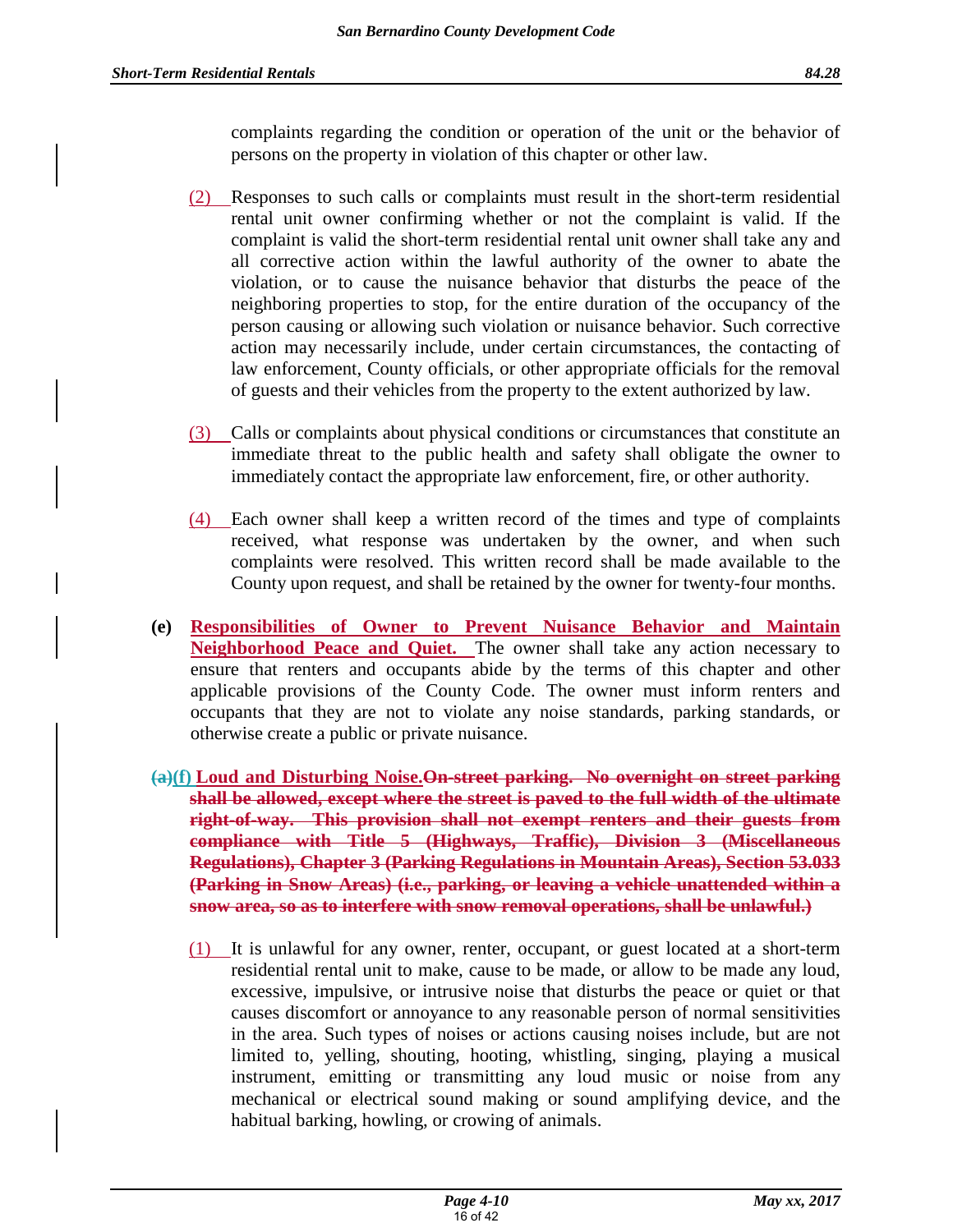complaints regarding the condition or operation of the unit or the behavior of persons on the property in violation of this chapter or other law.

(2) Responses to such calls or complaints must result in the short-term residential rental unit owner confirming whether or not the complaint is valid. If the complaint is valid the short-term residential rental unit owner shall take any and all corrective action within the lawful authority of the owner to abate the violation, or to cause the nuisance behavior that disturbs the peace of the neighboring properties to stop, for the entire duration of the occupancy of the person causing or allowing such violation or nuisance behavior. Such corrective action may necessarily include, under certain circumstances, the contacting of law enforcement, County officials, or other appropriate officials for the removal of guests and their vehicles from the property to the extent authorized by law.

(3) Calls or complaints about physical conditions or circumstances that constitute an immediate threat to the public health and safety shall obligate the owner to immediately contact the appropriate law enforcement, fire, or other authority.

(4) Each owner shall keep a written record of the times and type of complaints received, what response was undertaken by the owner, and when such complaints were resolved. This written record shall be made available to the County upon request, and shall be retained by the owner for twenty-four months.

**(e)** **Responsibilities of Owner to Prevent Nuisance Behavior and Maintain Neighborhood Peace and Quiet.** The owner shall take any action necessary to ensure that renters and occupants abide by the terms of this chapter and other applicable provisions of the County Code. The owner must inform renters and occupants that they are not to violate any noise standards, parking standards, or otherwise create a public or private nuisance.

**~~(a)~~(f) Loud and Disturbing Noise.~~On-street parking. No overnight on street parking shall be allowed, except where the street is paved to the full width of the ultimate right-of-way. This provision shall not exempt renters and their guests from compliance with Title 5 (Highways, Traffic), Division 3 (Miscellaneous Regulations), Chapter 3 (Parking Regulations in Mountain Areas), Section 53.033 (Parking in Snow Areas) (i.e., parking, or leaving a vehicle unattended within a snow area, so as to interfere with snow removal operations, shall be unlawful.)~~**

(1) It is unlawful for any owner, renter, occupant, or guest located at a short-term residential rental unit to make, cause to be made, or allow to be made any loud, excessive, impulsive, or intrusive noise that disturbs the peace or quiet or that causes discomfort or annoyance to any reasonable person of normal sensitivities in the area. Such types of noises or actions causing noises include, but are not limited to, yelling, shouting, hooting, whistling, singing, playing a musical instrument, emitting or transmitting any loud music or noise from any mechanical or electrical sound making or sound amplifying device, and the habitual barking, howling, or crowing of animals.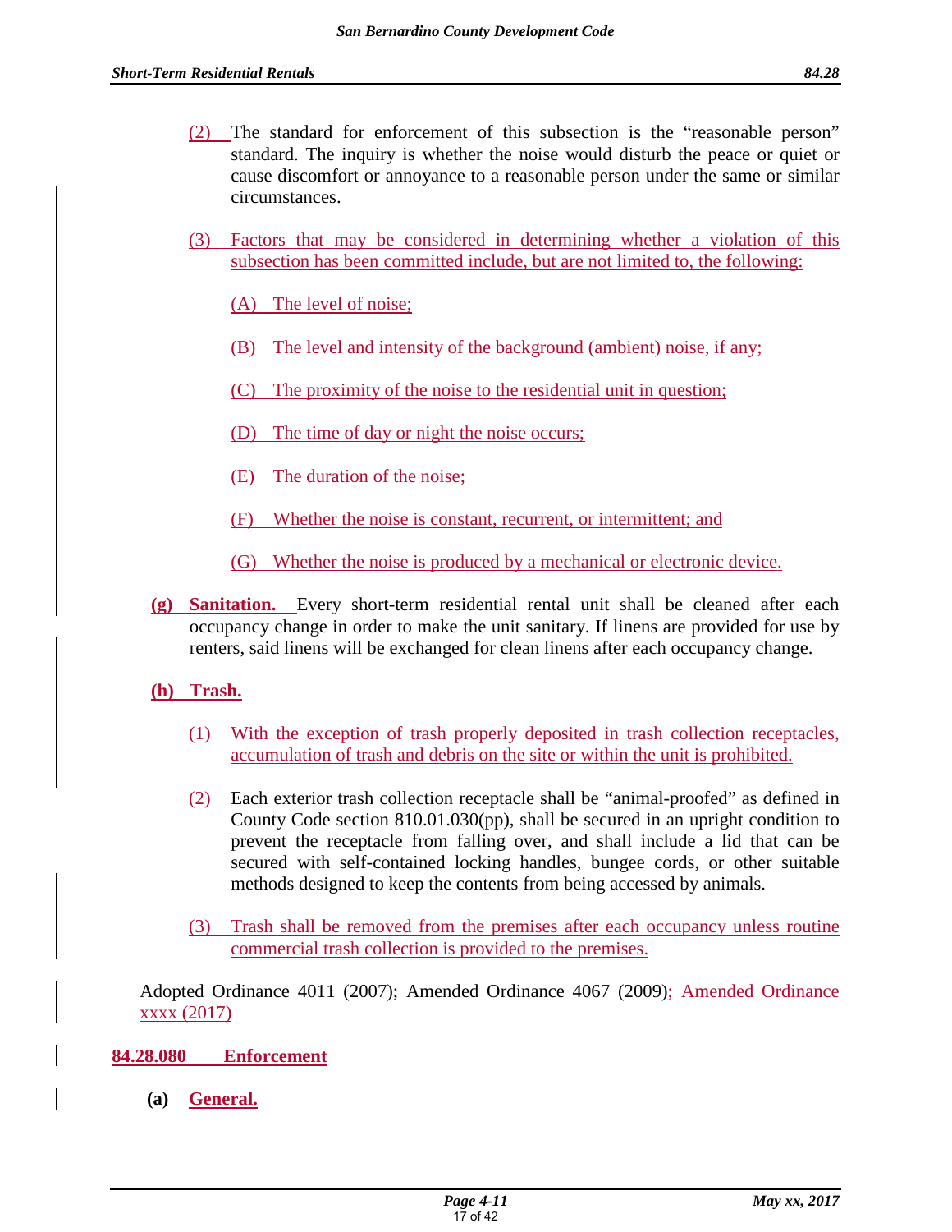(2) The standard for enforcement of this subsection is the "reasonable person" standard. The inquiry is whether the noise would disturb the peace or quiet or cause discomfort or annoyance to a reasonable person under the same or similar circumstances.

(3) Factors that may be considered in determining whether a violation of this subsection has been committed include, but are not limited to, the following:

(A) The level of noise;

(B) The level and intensity of the background (ambient) noise, if any;

(C) The proximity of the noise to the residential unit in question;

(D) The time of day or night the noise occurs;

(E) The duration of the noise;

(F) Whether the noise is constant, recurrent, or intermittent; and

(G) Whether the noise is produced by a mechanical or electronic device.

**(g) Sanitation.** Every short-term residential rental unit shall be cleaned after each occupancy change in order to make the unit sanitary. If linens are provided for use by renters, said linens will be exchanged for clean linens after each occupancy change.

**(h) Trash.**

(1) With the exception of trash properly deposited in trash collection receptacles, accumulation of trash and debris on the site or within the unit is prohibited.

(2) Each exterior trash collection receptacle shall be "animal-proofed" as defined in County Code section 810.01.030(pp), shall be secured in an upright condition to prevent the receptacle from falling over, and shall include a lid that can be secured with self-contained locking handles, bungee cords, or other suitable methods designed to keep the contents from being accessed by animals.

(3) Trash shall be removed from the premises after each occupancy unless routine commercial trash collection is provided to the premises.

Adopted Ordinance 4011 (2007); Amended Ordinance 4067 (2009); Amended Ordinance xxxx (2017)

## 84.28.080 Enforcement

**(a) General.**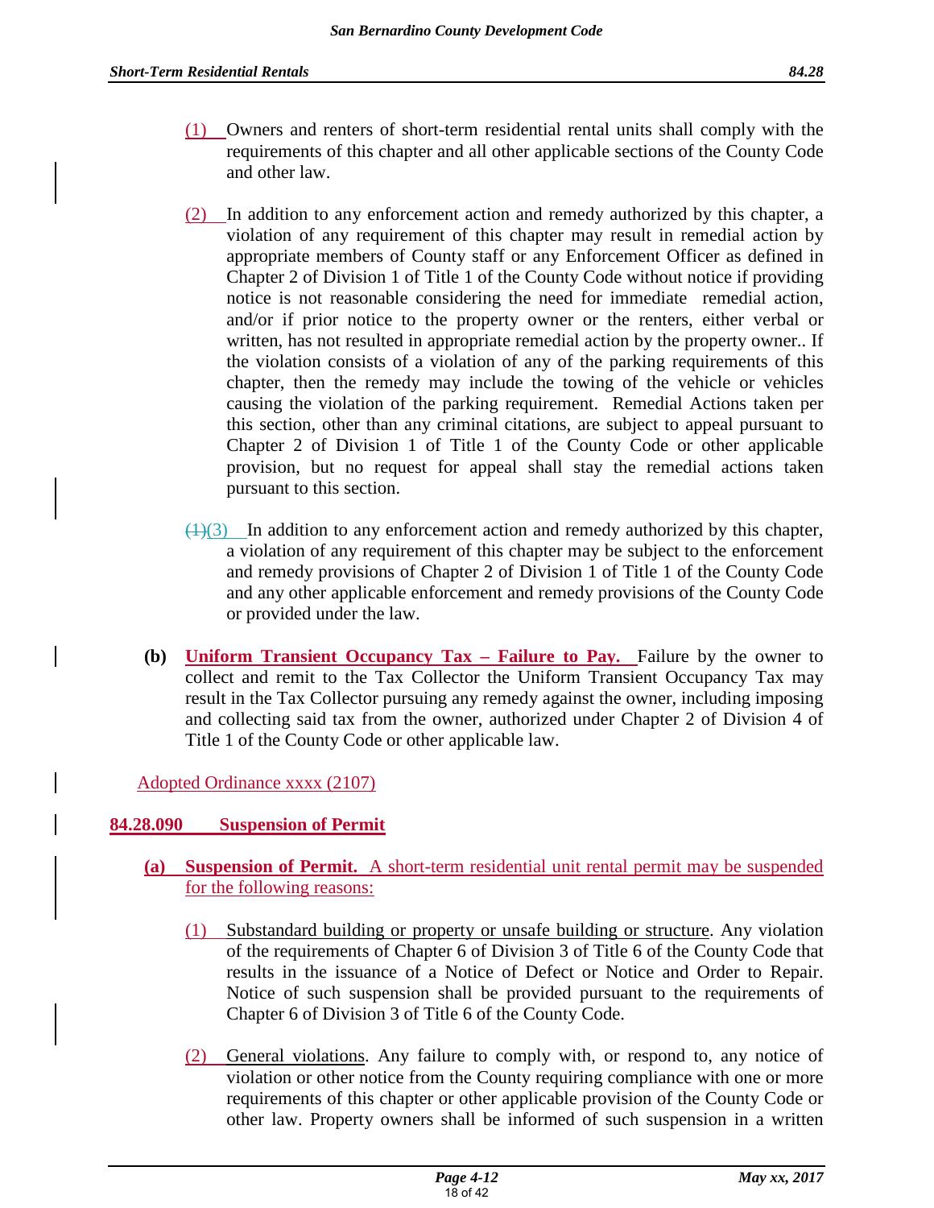(1) Owners and renters of short-term residential rental units shall comply with the requirements of this chapter and all other applicable sections of the County Code and other law.

(2) In addition to any enforcement action and remedy authorized by this chapter, a violation of any requirement of this chapter may result in remedial action by appropriate members of County staff or any Enforcement Officer as defined in Chapter 2 of Division 1 of Title 1 of the County Code without notice if providing notice is not reasonable considering the need for immediate remedial action, and/or if prior notice to the property owner or the renters, either verbal or written, has not resulted in appropriate remedial action by the property owner.. If the violation consists of a violation of any of the parking requirements of this chapter, then the remedy may include the towing of the vehicle or vehicles causing the violation of the parking requirement. Remedial Actions taken per this section, other than any criminal citations, are subject to appeal pursuant to Chapter 2 of Division 1 of Title 1 of the County Code or other applicable provision, but no request for appeal shall stay the remedial actions taken pursuant to this section.

~~(1)~~(3) In addition to any enforcement action and remedy authorized by this chapter, a violation of any requirement of this chapter may be subject to the enforcement and remedy provisions of Chapter 2 of Division 1 of Title 1 of the County Code and any other applicable enforcement and remedy provisions of the County Code or provided under the law.

**(b) Uniform Transient Occupancy Tax – Failure to Pay.** Failure by the owner to collect and remit to the Tax Collector the Uniform Transient Occupancy Tax may result in the Tax Collector pursuing any remedy against the owner, including imposing and collecting said tax from the owner, authorized under Chapter 2 of Division 4 of Title 1 of the County Code or other applicable law.

Adopted Ordinance xxxx (2107)

## 84.28.090 Suspension of Permit

**(a) Suspension of Permit.** A short-term residential unit rental permit may be suspended for the following reasons:

(1) Substandard building or property or unsafe building or structure. Any violation of the requirements of Chapter 6 of Division 3 of Title 6 of the County Code that results in the issuance of a Notice of Defect or Notice and Order to Repair. Notice of such suspension shall be provided pursuant to the requirements of Chapter 6 of Division 3 of Title 6 of the County Code.

(2) General violations. Any failure to comply with, or respond to, any notice of violation or other notice from the County requiring compliance with one or more requirements of this chapter or other applicable provision of the County Code or other law. Property owners shall be informed of such suspension in a written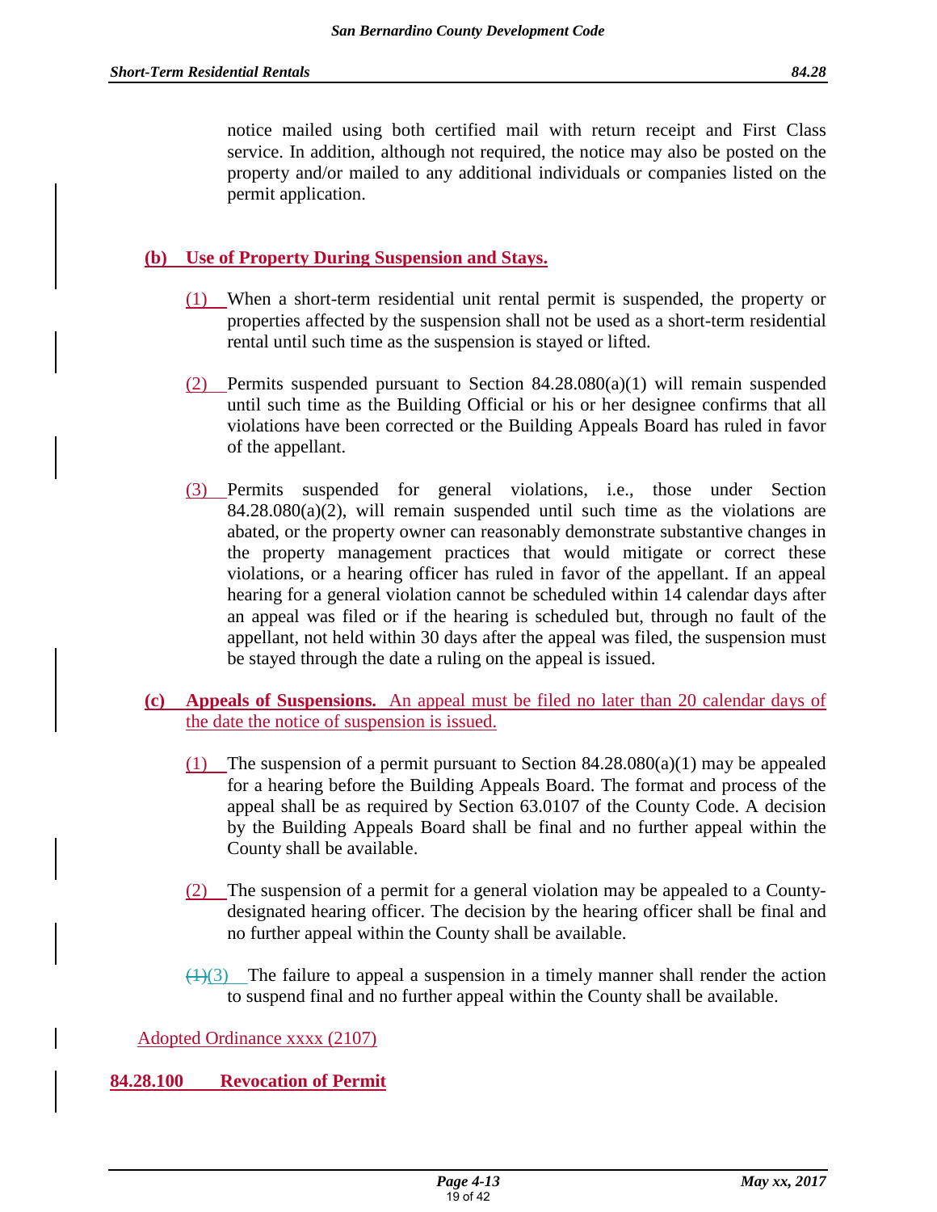notice mailed using both certified mail with return receipt and First Class service. In addition, although not required, the notice may also be posted on the property and/or mailed to any additional individuals or companies listed on the permit application.

**(b) Use of Property During Suspension and Stays.**

(1) When a short-term residential unit rental permit is suspended, the property or properties affected by the suspension shall not be used as a short-term residential rental until such time as the suspension is stayed or lifted.

(2) Permits suspended pursuant to Section 84.28.080(a)(1) will remain suspended until such time as the Building Official or his or her designee confirms that all violations have been corrected or the Building Appeals Board has ruled in favor of the appellant.

(3) Permits suspended for general violations, i.e., those under Section 84.28.080(a)(2), will remain suspended until such time as the violations are abated, or the property owner can reasonably demonstrate substantive changes in the property management practices that would mitigate or correct these violations, or a hearing officer has ruled in favor of the appellant. If an appeal hearing for a general violation cannot be scheduled within 14 calendar days after an appeal was filed or if the hearing is scheduled but, through no fault of the appellant, not held within 30 days after the appeal was filed, the suspension must be stayed through the date a ruling on the appeal is issued.

**(c) Appeals of Suspensions.** An appeal must be filed no later than 20 calendar days of the date the notice of suspension is issued.

(1) The suspension of a permit pursuant to Section 84.28.080(a)(1) may be appealed for a hearing before the Building Appeals Board. The format and process of the appeal shall be as required by Section 63.0107 of the County Code. A decision by the Building Appeals Board shall be final and no further appeal within the County shall be available.

(2) The suspension of a permit for a general violation may be appealed to a County-designated hearing officer. The decision by the hearing officer shall be final and no further appeal within the County shall be available.

~~(1)~~(3) The failure to appeal a suspension in a timely manner shall render the action to suspend final and no further appeal within the County shall be available.

Adopted Ordinance xxxx (2107)

## 84.28.100 Revocation of Permit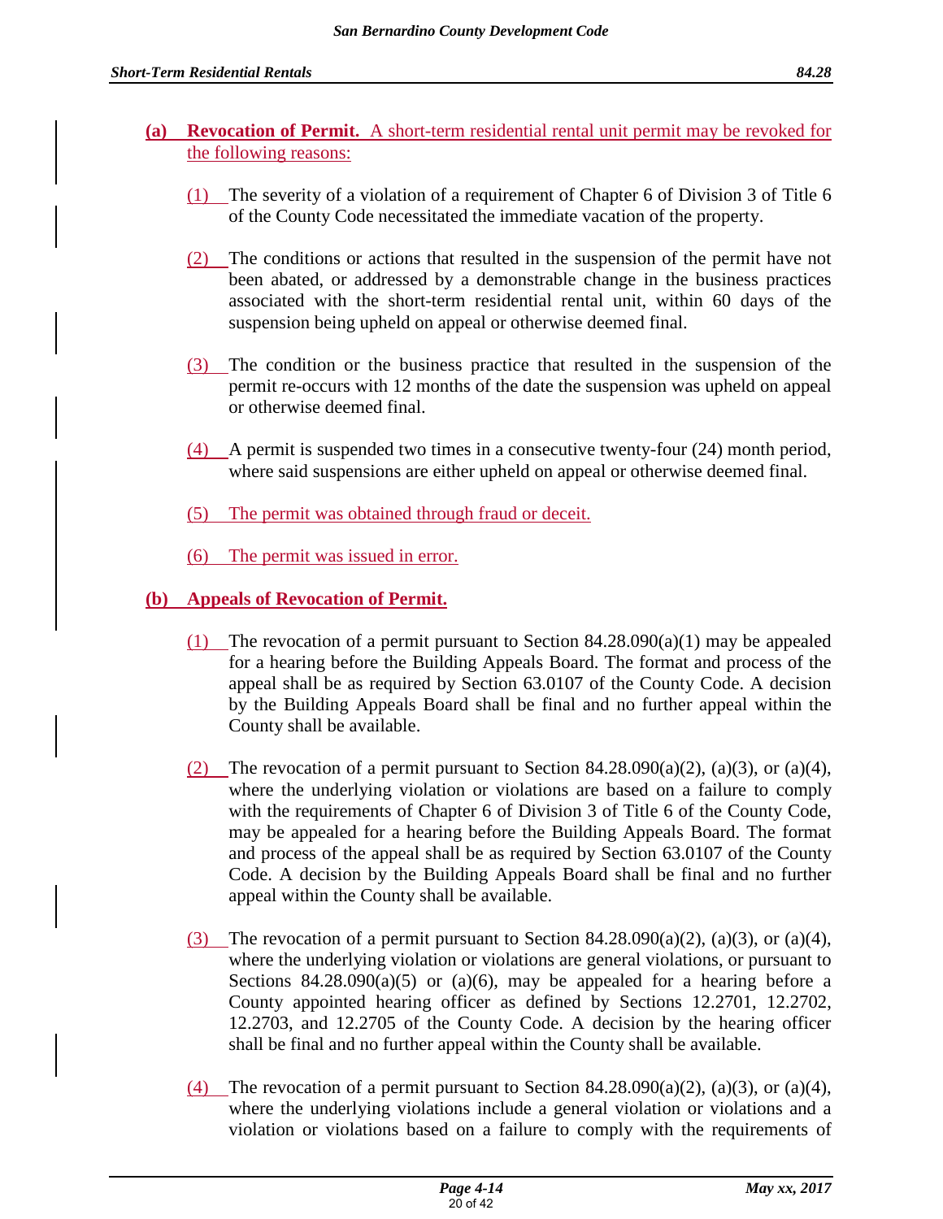**(a) Revocation of Permit.** A short-term residential rental unit permit may be revoked for the following reasons:

(1) The severity of a violation of a requirement of Chapter 6 of Division 3 of Title 6 of the County Code necessitated the immediate vacation of the property.

(2) The conditions or actions that resulted in the suspension of the permit have not been abated, or addressed by a demonstrable change in the business practices associated with the short-term residential rental unit, within 60 days of the suspension being upheld on appeal or otherwise deemed final.

(3) The condition or the business practice that resulted in the suspension of the permit re-occurs with 12 months of the date the suspension was upheld on appeal or otherwise deemed final.

(4) A permit is suspended two times in a consecutive twenty-four (24) month period, where said suspensions are either upheld on appeal or otherwise deemed final.

(5) The permit was obtained through fraud or deceit.

(6) The permit was issued in error.

**(b) Appeals of Revocation of Permit.**

(1) The revocation of a permit pursuant to Section 84.28.090(a)(1) may be appealed for a hearing before the Building Appeals Board. The format and process of the appeal shall be as required by Section 63.0107 of the County Code. A decision by the Building Appeals Board shall be final and no further appeal within the County shall be available.

(2) The revocation of a permit pursuant to Section 84.28.090(a)(2), (a)(3), or (a)(4), where the underlying violation or violations are based on a failure to comply with the requirements of Chapter 6 of Division 3 of Title 6 of the County Code, may be appealed for a hearing before the Building Appeals Board. The format and process of the appeal shall be as required by Section 63.0107 of the County Code. A decision by the Building Appeals Board shall be final and no further appeal within the County shall be available.

(3) The revocation of a permit pursuant to Section 84.28.090(a)(2), (a)(3), or (a)(4), where the underlying violation or violations are general violations, or pursuant to Sections 84.28.090(a)(5) or (a)(6), may be appealed for a hearing before a County appointed hearing officer as defined by Sections 12.2701, 12.2702, 12.2703, and 12.2705 of the County Code. A decision by the hearing officer shall be final and no further appeal within the County shall be available.

(4) The revocation of a permit pursuant to Section 84.28.090(a)(2), (a)(3), or (a)(4), where the underlying violations include a general violation or violations and a violation or violations based on a failure to comply with the requirements of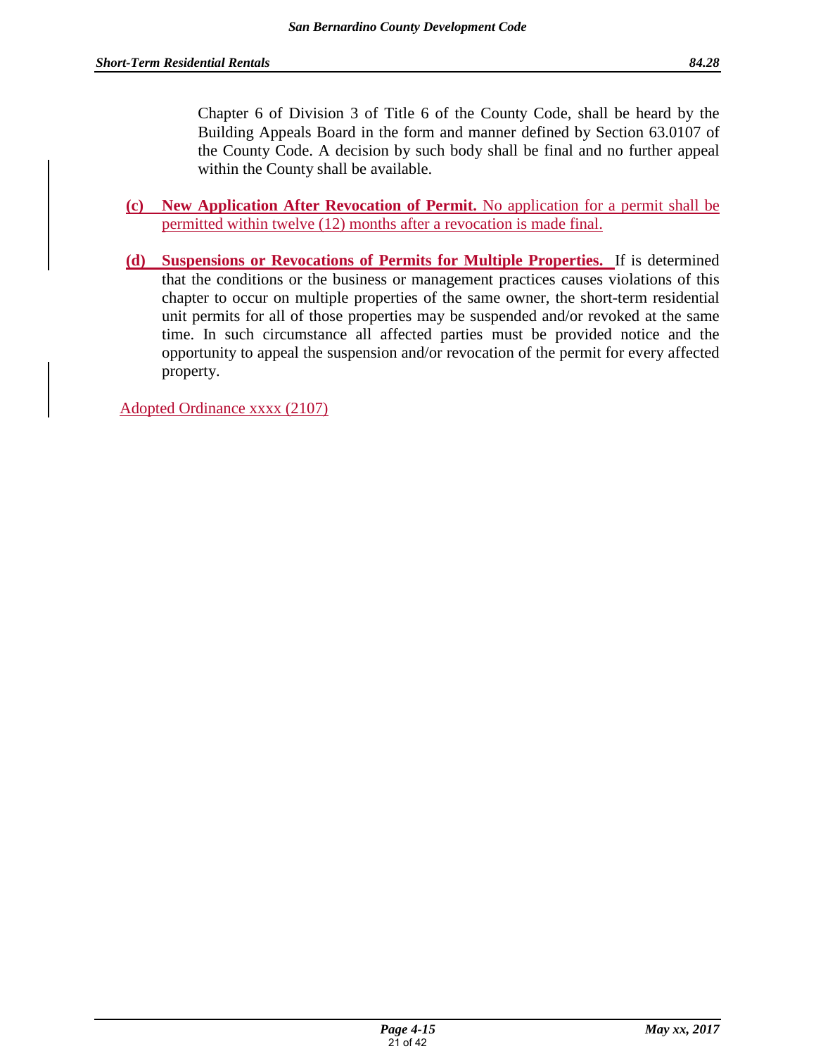Chapter 6 of Division 3 of Title 6 of the County Code, shall be heard by the Building Appeals Board in the form and manner defined by Section 63.0107 of the County Code. A decision by such body shall be final and no further appeal within the County shall be available.

**(c) New Application After Revocation of Permit.** No application for a permit shall be permitted within twelve (12) months after a revocation is made final.

**(d) Suspensions or Revocations of Permits for Multiple Properties.** If is determined that the conditions or the business or management practices causes violations of this chapter to occur on multiple properties of the same owner, the short-term residential unit permits for all of those properties may be suspended and/or revoked at the same time. In such circumstance all affected parties must be provided notice and the opportunity to appeal the suspension and/or revocation of the permit for every affected property.

Adopted Ordinance xxxx (2107)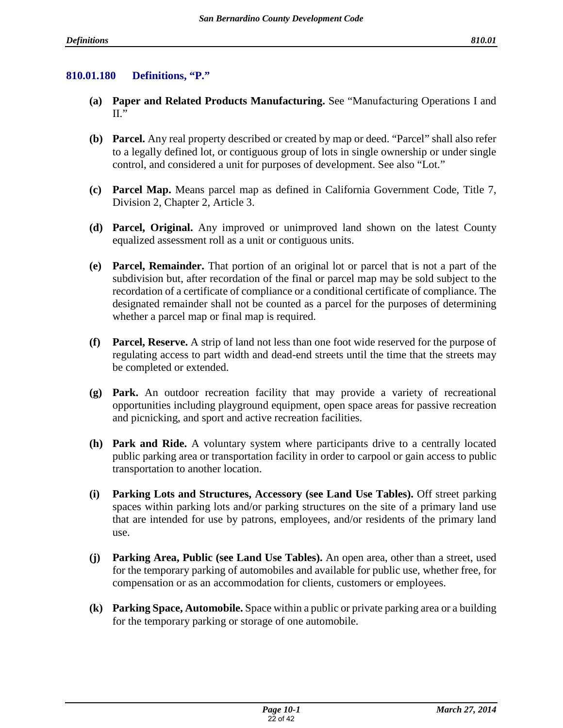## 810.01.180 Definitions, "P."

**(a) Paper and Related Products Manufacturing.** See "Manufacturing Operations I and II."

**(b) Parcel.** Any real property described or created by map or deed. "Parcel" shall also refer to a legally defined lot, or contiguous group of lots in single ownership or under single control, and considered a unit for purposes of development. See also "Lot."

**(c) Parcel Map.** Means parcel map as defined in California Government Code, Title 7, Division 2, Chapter 2, Article 3.

**(d) Parcel, Original.** Any improved or unimproved land shown on the latest County equalized assessment roll as a unit or contiguous units.

**(e) Parcel, Remainder.** That portion of an original lot or parcel that is not a part of the subdivision but, after recordation of the final or parcel map may be sold subject to the recordation of a certificate of compliance or a conditional certificate of compliance. The designated remainder shall not be counted as a parcel for the purposes of determining whether a parcel map or final map is required.

**(f) Parcel, Reserve.** A strip of land not less than one foot wide reserved for the purpose of regulating access to part width and dead-end streets until the time that the streets may be completed or extended.

**(g) Park.** An outdoor recreation facility that may provide a variety of recreational opportunities including playground equipment, open space areas for passive recreation and picnicking, and sport and active recreation facilities.

**(h) Park and Ride.** A voluntary system where participants drive to a centrally located public parking area or transportation facility in order to carpool or gain access to public transportation to another location.

**(i) Parking Lots and Structures, Accessory (see Land Use Tables).** Off street parking spaces within parking lots and/or parking structures on the site of a primary land use that are intended for use by patrons, employees, and/or residents of the primary land use.

**(j) Parking Area, Public (see Land Use Tables).** An open area, other than a street, used for the temporary parking of automobiles and available for public use, whether free, for compensation or as an accommodation for clients, customers or employees.

**(k) Parking Space, Automobile.** Space within a public or private parking area or a building for the temporary parking or storage of one automobile.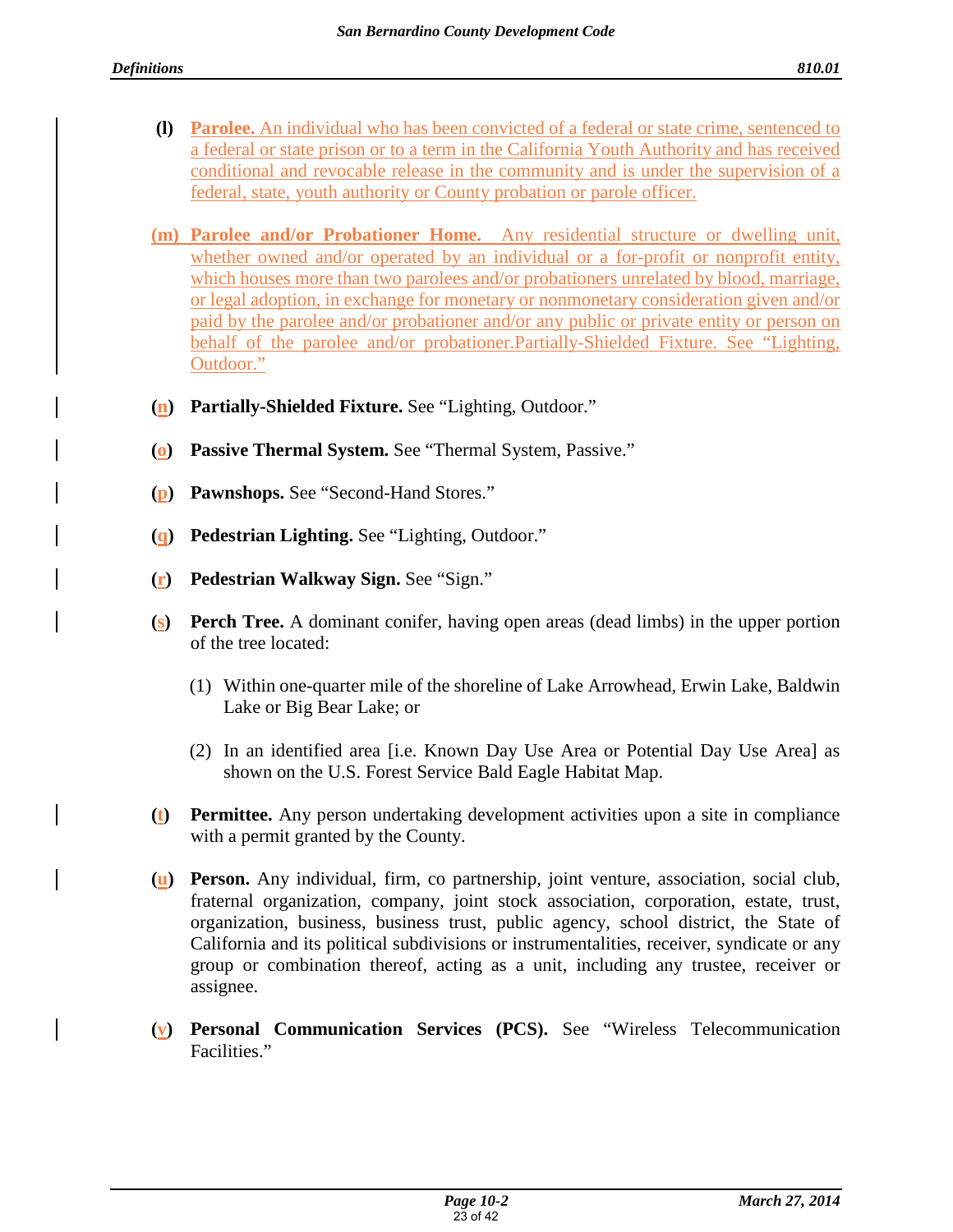(l) **Parolee.** An individual who has been convicted of a federal or state crime, sentenced to a federal or state prison or to a term in the California Youth Authority and has received conditional and revocable release in the community and is under the supervision of a federal, state, youth authority or County probation or parole officer.

(m) **Parolee and/or Probationer Home.** Any residential structure or dwelling unit, whether owned and/or operated by an individual or a for-profit or nonprofit entity, which houses more than two parolees and/or probationers unrelated by blood, marriage, or legal adoption, in exchange for monetary or nonmonetary consideration given and/or paid by the parolee and/or probationer and/or any public or private entity or person on behalf of the parolee and/or probationer.Partially-Shielded Fixture. See "Lighting, Outdoor."

(n) **Partially-Shielded Fixture.** See "Lighting, Outdoor."

(o) **Passive Thermal System.** See "Thermal System, Passive."

(p) **Pawnshops.** See "Second-Hand Stores."

(q) **Pedestrian Lighting.** See "Lighting, Outdoor."

(r) **Pedestrian Walkway Sign.** See "Sign."

(s) **Perch Tree.** A dominant conifer, having open areas (dead limbs) in the upper portion of the tree located:

  (1) Within one-quarter mile of the shoreline of Lake Arrowhead, Erwin Lake, Baldwin Lake or Big Bear Lake; or

  (2) In an identified area [i.e. Known Day Use Area or Potential Day Use Area] as shown on the U.S. Forest Service Bald Eagle Habitat Map.

(t) **Permittee.** Any person undertaking development activities upon a site in compliance with a permit granted by the County.

(u) **Person.** Any individual, firm, co partnership, joint venture, association, social club, fraternal organization, company, joint stock association, corporation, estate, trust, organization, business, business trust, public agency, school district, the State of California and its political subdivisions or instrumentalities, receiver, syndicate or any group or combination thereof, acting as a unit, including any trustee, receiver or assignee.

(v) **Personal Communication Services (PCS).** See "Wireless Telecommunication Facilities."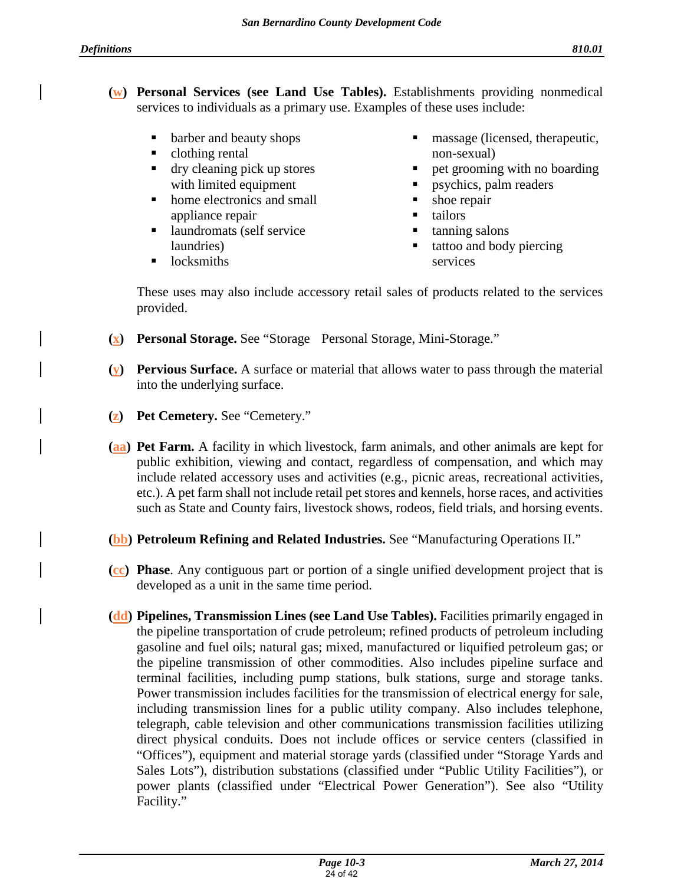**(w) Personal Services (see Land Use Tables).** Establishments providing nonmedical services to individuals as a primary use. Examples of these uses include:

- barber and beauty shops
- clothing rental
- dry cleaning pick up stores with limited equipment
- home electronics and small appliance repair
- laundromats (self service laundries)
- locksmiths
- massage (licensed, therapeutic, non-sexual)
- pet grooming with no boarding
- psychics, palm readers
- shoe repair
- tailors
- tanning salons
- tattoo and body piercing services

These uses may also include accessory retail sales of products related to the services provided.

**(x) Personal Storage.** See "Storage   Personal Storage, Mini-Storage."

**(y) Pervious Surface.** A surface or material that allows water to pass through the material into the underlying surface.

**(z) Pet Cemetery.** See "Cemetery."

**(aa) Pet Farm.** A facility in which livestock, farm animals, and other animals are kept for public exhibition, viewing and contact, regardless of compensation, and which may include related accessory uses and activities (e.g., picnic areas, recreational activities, etc.). A pet farm shall not include retail pet stores and kennels, horse races, and activities such as State and County fairs, livestock shows, rodeos, field trials, and horsing events.

**(bb) Petroleum Refining and Related Industries.** See "Manufacturing Operations II."

**(cc) Phase**. Any contiguous part or portion of a single unified development project that is developed as a unit in the same time period.

**(dd) Pipelines, Transmission Lines (see Land Use Tables).** Facilities primarily engaged in the pipeline transportation of crude petroleum; refined products of petroleum including gasoline and fuel oils; natural gas; mixed, manufactured or liquified petroleum gas; or the pipeline transmission of other commodities. Also includes pipeline surface and terminal facilities, including pump stations, bulk stations, surge and storage tanks. Power transmission includes facilities for the transmission of electrical energy for sale, including transmission lines for a public utility company. Also includes telephone, telegraph, cable television and other communications transmission facilities utilizing direct physical conduits. Does not include offices or service centers (classified in "Offices"), equipment and material storage yards (classified under "Storage Yards and Sales Lots"), distribution substations (classified under "Public Utility Facilities"), or power plants (classified under "Electrical Power Generation"). See also "Utility Facility."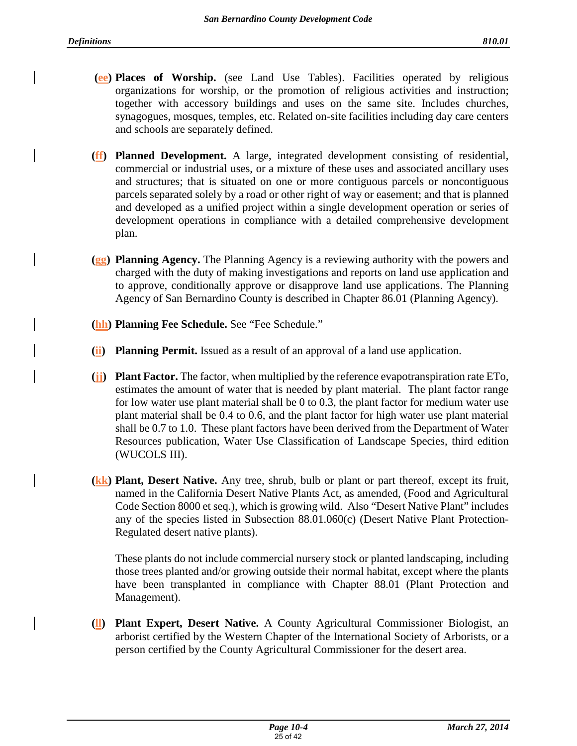(ee) **Places of Worship.** (see Land Use Tables). Facilities operated by religious organizations for worship, or the promotion of religious activities and instruction; together with accessory buildings and uses on the same site. Includes churches, synagogues, mosques, temples, etc. Related on-site facilities including day care centers and schools are separately defined.

(ff) **Planned Development.** A large, integrated development consisting of residential, commercial or industrial uses, or a mixture of these uses and associated ancillary uses and structures; that is situated on one or more contiguous parcels or noncontiguous parcels separated solely by a road or other right of way or easement; and that is planned and developed as a unified project within a single development operation or series of development operations in compliance with a detailed comprehensive development plan.

(gg) **Planning Agency.** The Planning Agency is a reviewing authority with the powers and charged with the duty of making investigations and reports on land use application and to approve, conditionally approve or disapprove land use applications. The Planning Agency of San Bernardino County is described in Chapter 86.01 (Planning Agency).

(hh) **Planning Fee Schedule.** See "Fee Schedule."

(ii) **Planning Permit.** Issued as a result of an approval of a land use application.

(jj) **Plant Factor.** The factor, when multiplied by the reference evapotranspiration rate ETo, estimates the amount of water that is needed by plant material. The plant factor range for low water use plant material shall be 0 to 0.3, the plant factor for medium water use plant material shall be 0.4 to 0.6, and the plant factor for high water use plant material shall be 0.7 to 1.0. These plant factors have been derived from the Department of Water Resources publication, Water Use Classification of Landscape Species, third edition (WUCOLS III).

(kk) **Plant, Desert Native.** Any tree, shrub, bulb or plant or part thereof, except its fruit, named in the California Desert Native Plants Act, as amended, (Food and Agricultural Code Section 8000 et seq.), which is growing wild. Also "Desert Native Plant" includes any of the species listed in Subsection 88.01.060(c) (Desert Native Plant Protection-Regulated desert native plants).

These plants do not include commercial nursery stock or planted landscaping, including those trees planted and/or growing outside their normal habitat, except where the plants have been transplanted in compliance with Chapter 88.01 (Plant Protection and Management).

(ll) **Plant Expert, Desert Native.** A County Agricultural Commissioner Biologist, an arborist certified by the Western Chapter of the International Society of Arborists, or a person certified by the County Agricultural Commissioner for the desert area.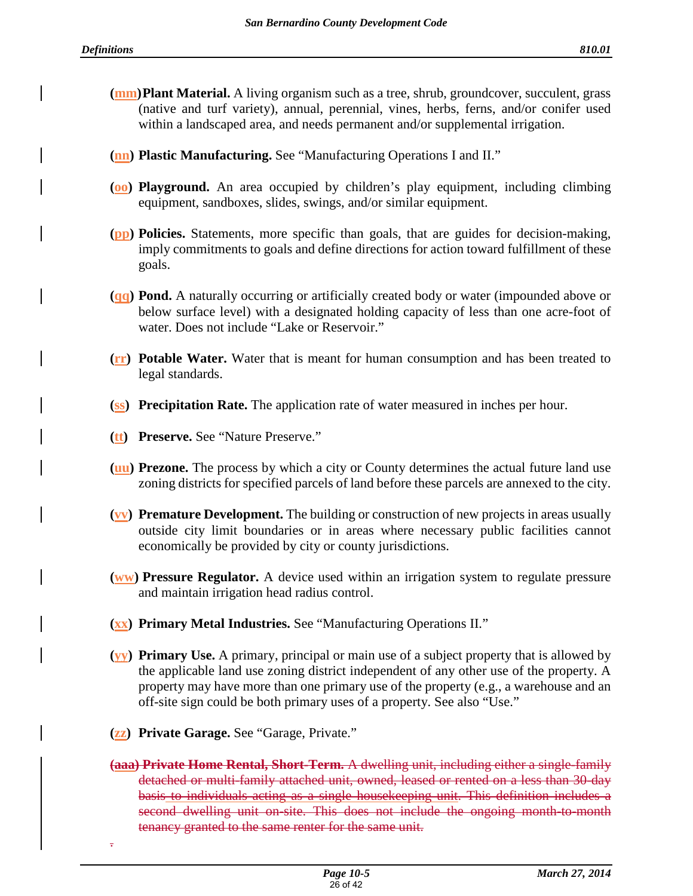(mm) **Plant Material.** A living organism such as a tree, shrub, groundcover, succulent, grass (native and turf variety), annual, perennial, vines, herbs, ferns, and/or conifer used within a landscaped area, and needs permanent and/or supplemental irrigation.

(nn) **Plastic Manufacturing.** See "Manufacturing Operations I and II."

(oo) **Playground.** An area occupied by children's play equipment, including climbing equipment, sandboxes, slides, swings, and/or similar equipment.

(pp) **Policies.** Statements, more specific than goals, that are guides for decision-making, imply commitments to goals and define directions for action toward fulfillment of these goals.

(qq) **Pond.** A naturally occurring or artificially created body or water (impounded above or below surface level) with a designated holding capacity of less than one acre-foot of water. Does not include "Lake or Reservoir."

(rr) **Potable Water.** Water that is meant for human consumption and has been treated to legal standards.

(ss) **Precipitation Rate.** The application rate of water measured in inches per hour.

(tt) **Preserve.** See "Nature Preserve."

(uu) **Prezone.** The process by which a city or County determines the actual future land use zoning districts for specified parcels of land before these parcels are annexed to the city.

(vv) **Premature Development.** The building or construction of new projects in areas usually outside city limit boundaries or in areas where necessary public facilities cannot economically be provided by city or county jurisdictions.

(ww) **Pressure Regulator.** A device used within an irrigation system to regulate pressure and maintain irrigation head radius control.

(xx) **Primary Metal Industries.** See "Manufacturing Operations II."

(yy) **Primary Use.** A primary, principal or main use of a subject property that is allowed by the applicable land use zoning district independent of any other use of the property. A property may have more than one primary use of the property (e.g., a warehouse and an off-site sign could be both primary uses of a property. See also "Use."

(zz) **Private Garage.** See "Garage, Private."

~~(aaa) **Private Home Rental, Short-Term.** A dwelling unit, including either a single-family detached or multi-family attached unit, owned, leased or rented on a less than 30-day basis to individuals acting as a single housekeeping unit. This definition includes a second dwelling unit on-site. This does not include the ongoing month-to-month tenancy granted to the same renter for the same unit.~~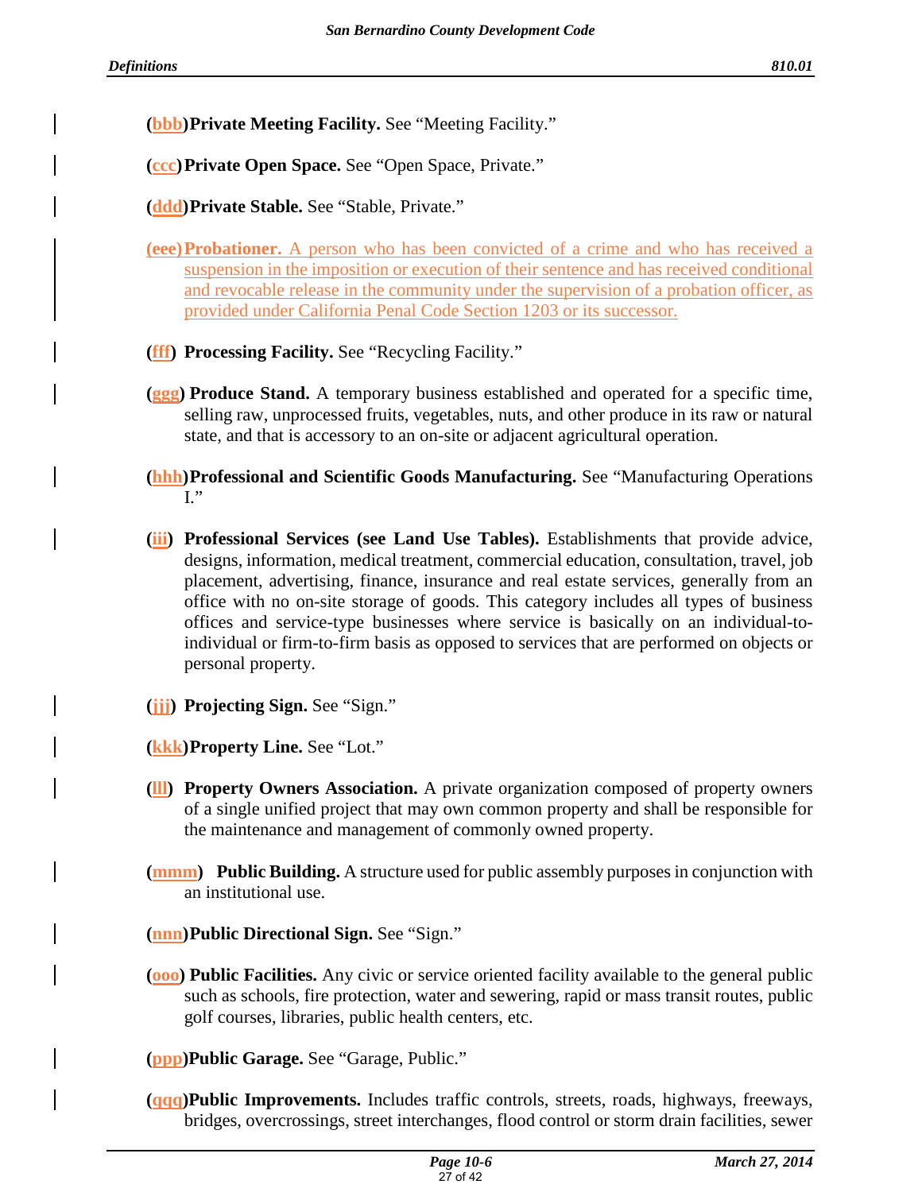(bbb) **Private Meeting Facility.** See "Meeting Facility."

(ccc) **Private Open Space.** See "Open Space, Private."

(ddd) **Private Stable.** See "Stable, Private."

(eee) **Probationer.** A person who has been convicted of a crime and who has received a suspension in the imposition or execution of their sentence and has received conditional and revocable release in the community under the supervision of a probation officer, as provided under California Penal Code Section 1203 or its successor.

(fff) **Processing Facility.** See "Recycling Facility."

(ggg) **Produce Stand.** A temporary business established and operated for a specific time, selling raw, unprocessed fruits, vegetables, nuts, and other produce in its raw or natural state, and that is accessory to an on-site or adjacent agricultural operation.

(hhh) **Professional and Scientific Goods Manufacturing.** See "Manufacturing Operations I."

(iii) **Professional Services (see Land Use Tables).** Establishments that provide advice, designs, information, medical treatment, commercial education, consultation, travel, job placement, advertising, finance, insurance and real estate services, generally from an office with no on-site storage of goods. This category includes all types of business offices and service-type businesses where service is basically on an individual-to-individual or firm-to-firm basis as opposed to services that are performed on objects or personal property.

(jjj) **Projecting Sign.** See "Sign."

(kkk) **Property Line.** See "Lot."

(lll) **Property Owners Association.** A private organization composed of property owners of a single unified project that may own common property and shall be responsible for the maintenance and management of commonly owned property.

(mmm) **Public Building.** A structure used for public assembly purposes in conjunction with an institutional use.

(nnn) **Public Directional Sign.** See "Sign."

(ooo) **Public Facilities.** Any civic or service oriented facility available to the general public such as schools, fire protection, water and sewering, rapid or mass transit routes, public golf courses, libraries, public health centers, etc.

(ppp) **Public Garage.** See "Garage, Public."

(qqq) **Public Improvements.** Includes traffic controls, streets, roads, highways, freeways, bridges, overcrossings, street interchanges, flood control or storm drain facilities, sewer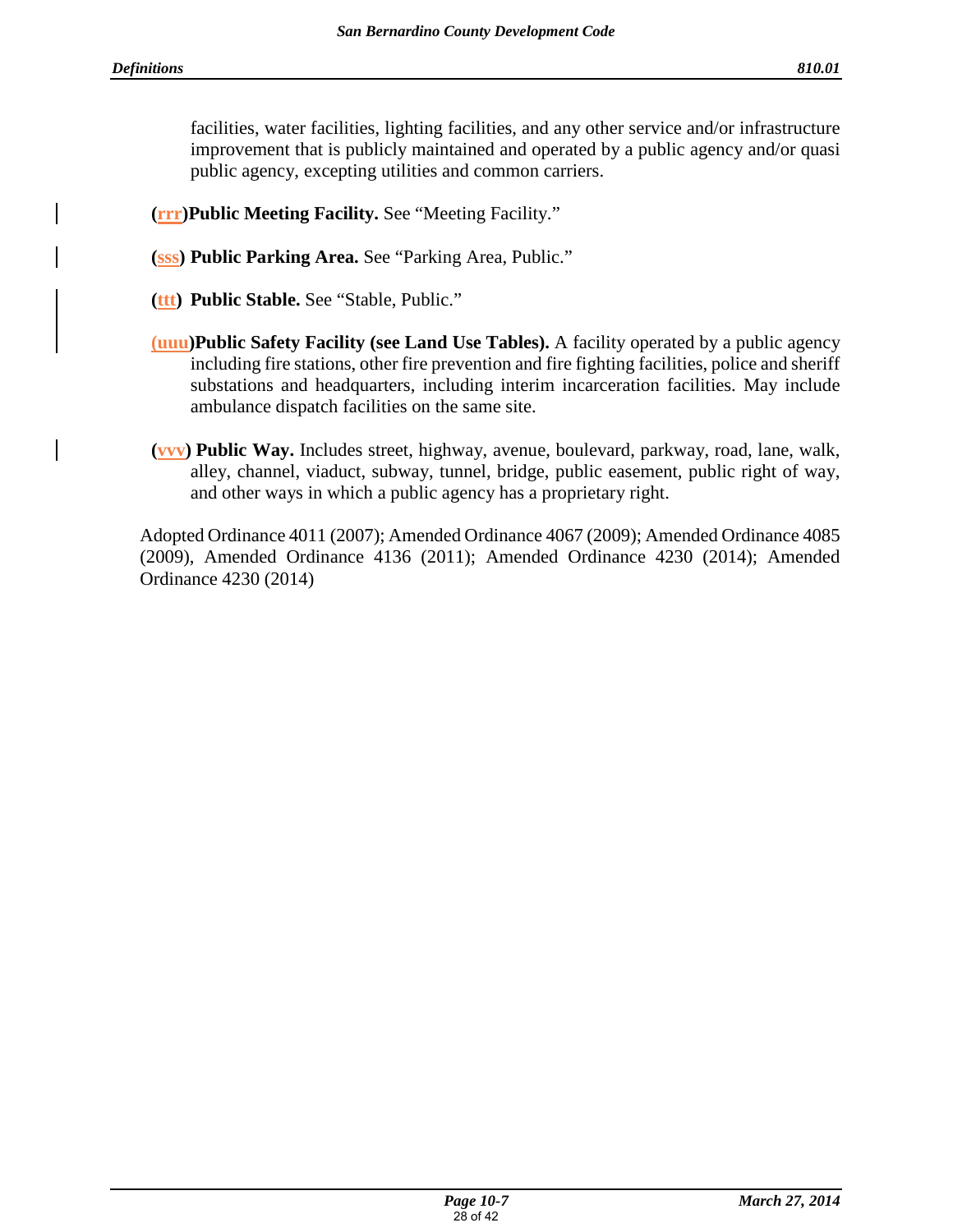facilities, water facilities, lighting facilities, and any other service and/or infrastructure improvement that is publicly maintained and operated by a public agency and/or quasi public agency, excepting utilities and common carriers.

(rrr) **Public Meeting Facility.** See "Meeting Facility."

(sss) **Public Parking Area.** See "Parking Area, Public."

(ttt) **Public Stable.** See "Stable, Public."

(uuu) **Public Safety Facility (see Land Use Tables).** A facility operated by a public agency including fire stations, other fire prevention and fire fighting facilities, police and sheriff substations and headquarters, including interim incarceration facilities. May include ambulance dispatch facilities on the same site.

(vvv) **Public Way.** Includes street, highway, avenue, boulevard, parkway, road, lane, walk, alley, channel, viaduct, subway, tunnel, bridge, public easement, public right of way, and other ways in which a public agency has a proprietary right.

Adopted Ordinance 4011 (2007); Amended Ordinance 4067 (2009); Amended Ordinance 4085 (2009), Amended Ordinance 4136 (2011); Amended Ordinance 4230 (2014); Amended Ordinance 4230 (2014)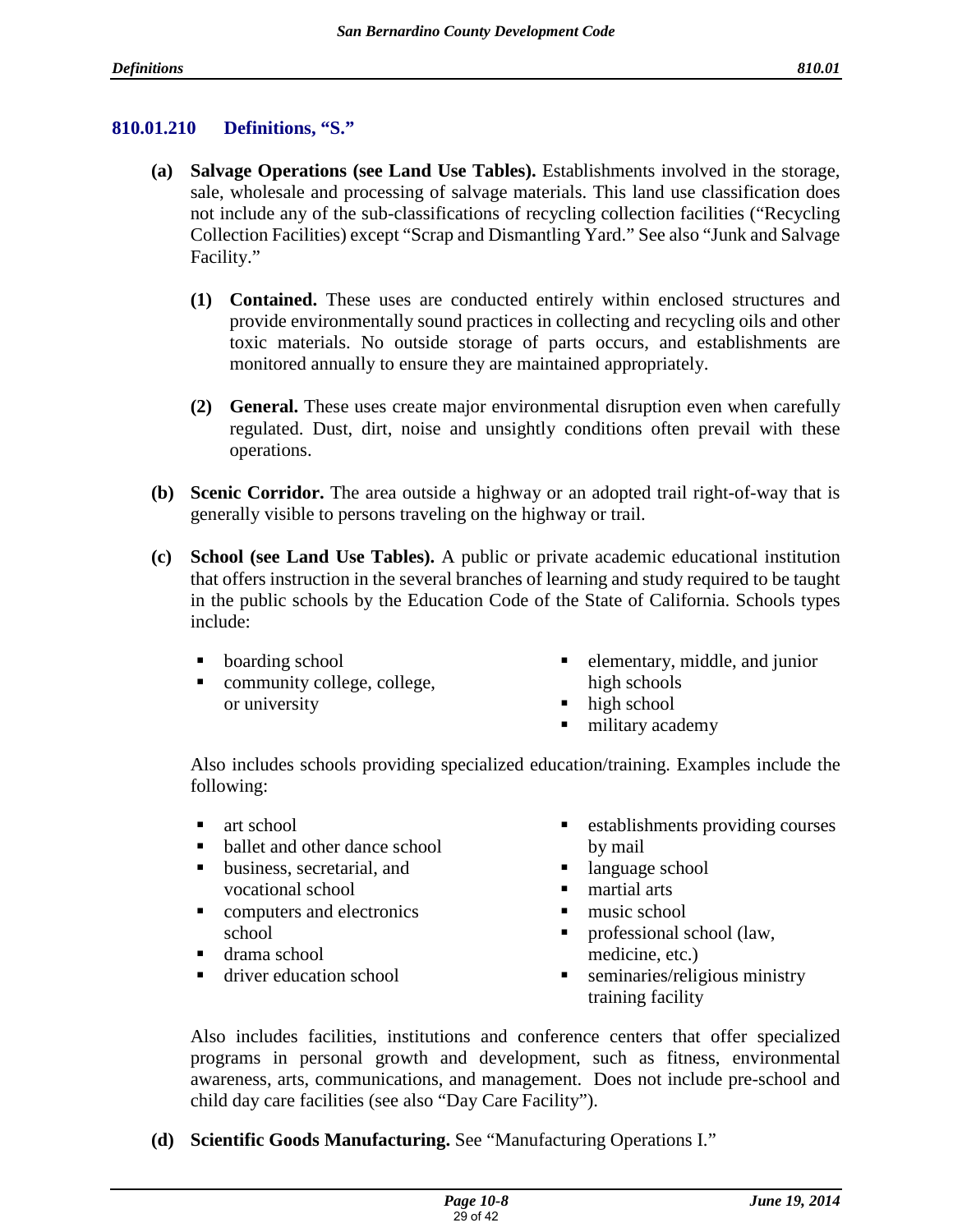### 810.01.210 Definitions, "S."

**(a) Salvage Operations (see Land Use Tables).** Establishments involved in the storage, sale, wholesale and processing of salvage materials. This land use classification does not include any of the sub-classifications of recycling collection facilities ("Recycling Collection Facilities) except "Scrap and Dismantling Yard." See also "Junk and Salvage Facility."

**(1) Contained.** These uses are conducted entirely within enclosed structures and provide environmentally sound practices in collecting and recycling oils and other toxic materials. No outside storage of parts occurs, and establishments are monitored annually to ensure they are maintained appropriately.

**(2) General.** These uses create major environmental disruption even when carefully regulated. Dust, dirt, noise and unsightly conditions often prevail with these operations.

**(b) Scenic Corridor.** The area outside a highway or an adopted trail right-of-way that is generally visible to persons traveling on the highway or trail.

**(c) School (see Land Use Tables).** A public or private academic educational institution that offers instruction in the several branches of learning and study required to be taught in the public schools by the Education Code of the State of California. Schools types include:

- boarding school
- community college, college, or university
- elementary, middle, and junior high schools
- high school
- military academy

Also includes schools providing specialized education/training. Examples include the following:

- art school
- ballet and other dance school
- business, secretarial, and vocational school
- computers and electronics school
- drama school
- driver education school
- establishments providing courses by mail
- language school
- martial arts
- music school
- professional school (law, medicine, etc.)
- seminaries/religious ministry training facility

Also includes facilities, institutions and conference centers that offer specialized programs in personal growth and development, such as fitness, environmental awareness, arts, communications, and management. Does not include pre-school and child day care facilities (see also "Day Care Facility").

**(d) Scientific Goods Manufacturing.** See "Manufacturing Operations I."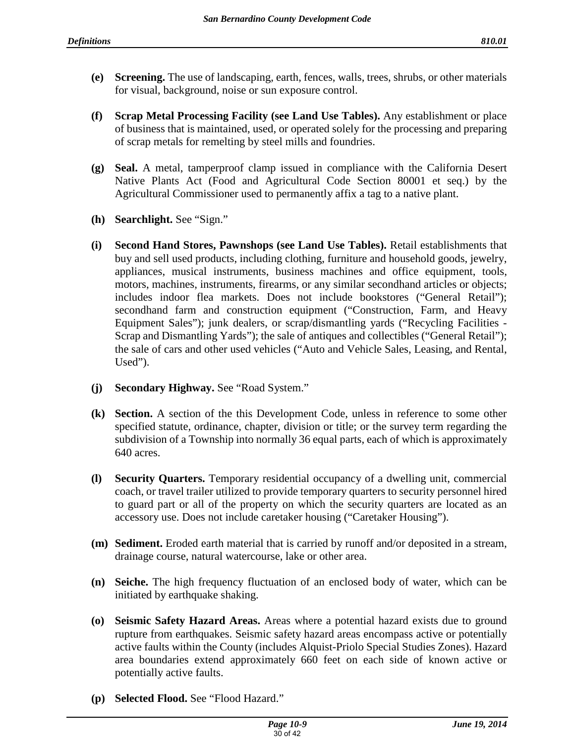**(e) Screening.** The use of landscaping, earth, fences, walls, trees, shrubs, or other materials for visual, background, noise or sun exposure control.

**(f) Scrap Metal Processing Facility (see Land Use Tables).** Any establishment or place of business that is maintained, used, or operated solely for the processing and preparing of scrap metals for remelting by steel mills and foundries.

**(g) Seal.** A metal, tamperproof clamp issued in compliance with the California Desert Native Plants Act (Food and Agricultural Code Section 80001 et seq.) by the Agricultural Commissioner used to permanently affix a tag to a native plant.

**(h) Searchlight.** See "Sign."

**(i) Second Hand Stores, Pawnshops (see Land Use Tables).** Retail establishments that buy and sell used products, including clothing, furniture and household goods, jewelry, appliances, musical instruments, business machines and office equipment, tools, motors, machines, instruments, firearms, or any similar secondhand articles or objects; includes indoor flea markets. Does not include bookstores ("General Retail"); secondhand farm and construction equipment ("Construction, Farm, and Heavy Equipment Sales"); junk dealers, or scrap/dismantling yards ("Recycling Facilities - Scrap and Dismantling Yards"); the sale of antiques and collectibles ("General Retail"); the sale of cars and other used vehicles ("Auto and Vehicle Sales, Leasing, and Rental, Used").

**(j) Secondary Highway.** See "Road System."

**(k) Section.** A section of the this Development Code, unless in reference to some other specified statute, ordinance, chapter, division or title; or the survey term regarding the subdivision of a Township into normally 36 equal parts, each of which is approximately 640 acres.

**(l) Security Quarters.** Temporary residential occupancy of a dwelling unit, commercial coach, or travel trailer utilized to provide temporary quarters to security personnel hired to guard part or all of the property on which the security quarters are located as an accessory use. Does not include caretaker housing ("Caretaker Housing").

**(m) Sediment.** Eroded earth material that is carried by runoff and/or deposited in a stream, drainage course, natural watercourse, lake or other area.

**(n) Seiche.** The high frequency fluctuation of an enclosed body of water, which can be initiated by earthquake shaking.

**(o) Seismic Safety Hazard Areas.** Areas where a potential hazard exists due to ground rupture from earthquakes. Seismic safety hazard areas encompass active or potentially active faults within the County (includes Alquist-Priolo Special Studies Zones). Hazard area boundaries extend approximately 660 feet on each side of known active or potentially active faults.

**(p) Selected Flood.** See "Flood Hazard."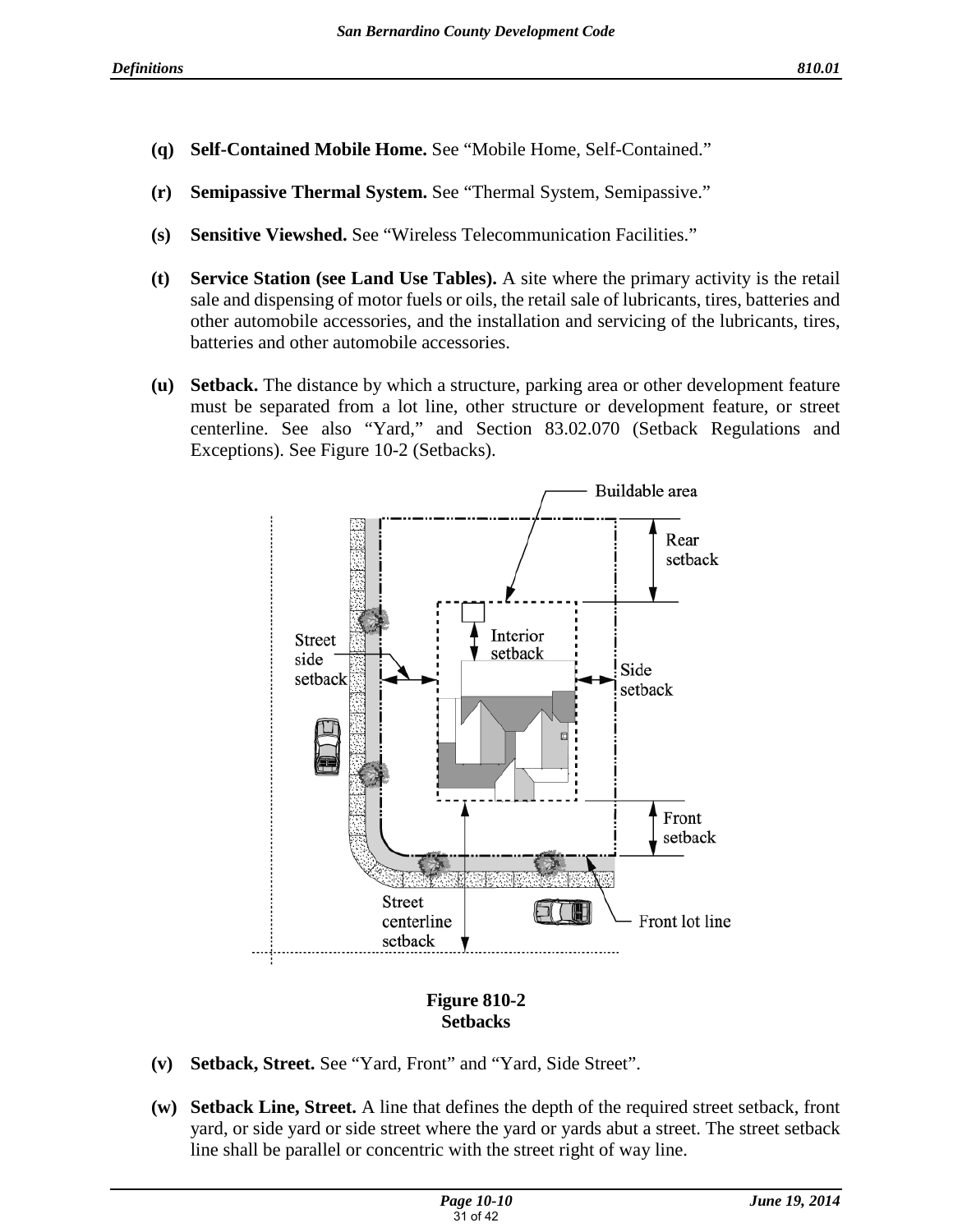**(q) Self-Contained Mobile Home.** See "Mobile Home, Self-Contained."

**(r) Semipassive Thermal System.** See "Thermal System, Semipassive."

**(s) Sensitive Viewshed.** See "Wireless Telecommunication Facilities."

**(t) Service Station (see Land Use Tables).** A site where the primary activity is the retail sale and dispensing of motor fuels or oils, the retail sale of lubricants, tires, batteries and other automobile accessories, and the installation and servicing of the lubricants, tires, batteries and other automobile accessories.

**(u) Setback.** The distance by which a structure, parking area or other development feature must be separated from a lot line, other structure or development feature, or street centerline. See also "Yard," and Section 83.02.070 (Setback Regulations and Exceptions). See Figure 10-2 (Setbacks).

**Figure 810-2**
**Setbacks**

**(v) Setback, Street.** See "Yard, Front" and "Yard, Side Street".

**(w) Setback Line, Street.** A line that defines the depth of the required street setback, front yard, or side yard or side street where the yard or yards abut a street. The street setback line shall be parallel or concentric with the street right of way line.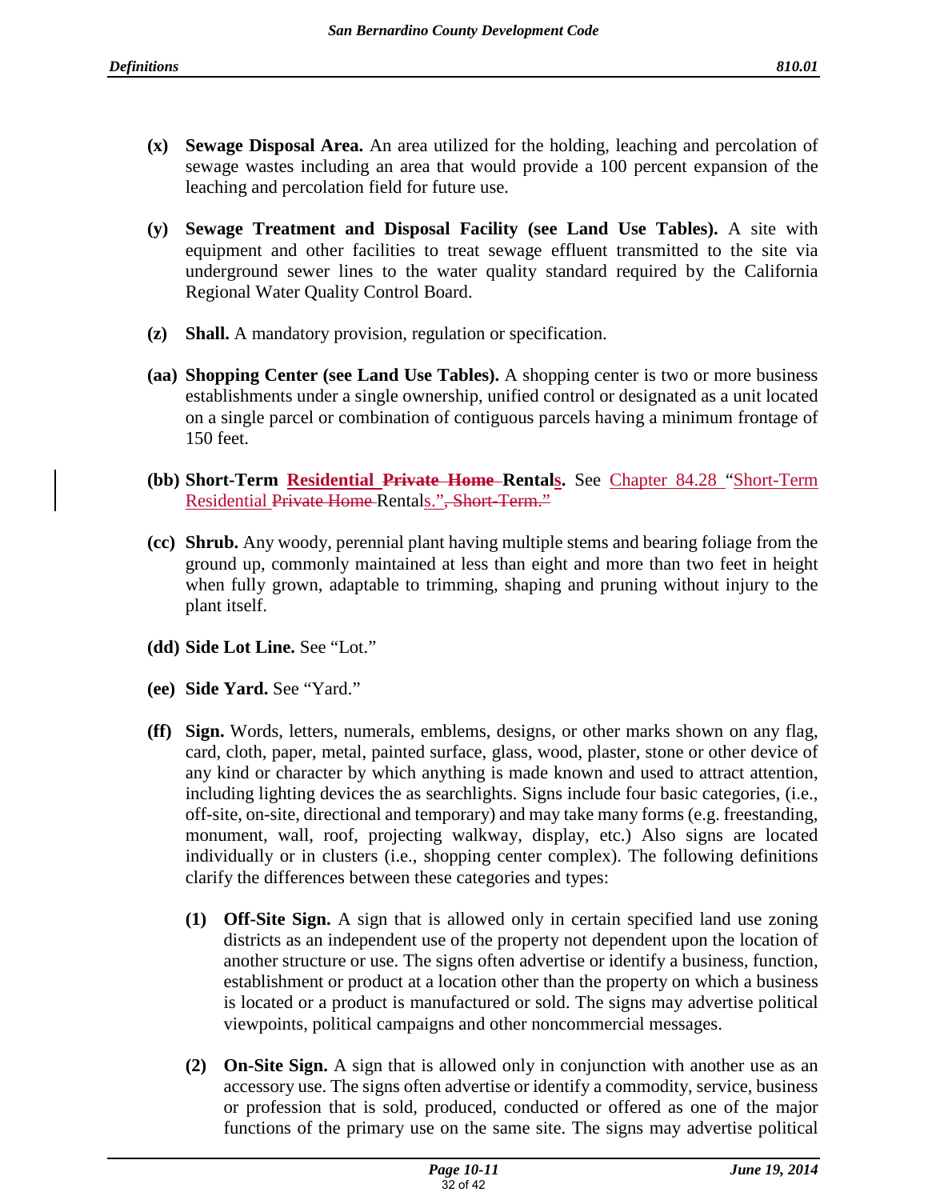**(x) Sewage Disposal Area.** An area utilized for the holding, leaching and percolation of sewage wastes including an area that would provide a 100 percent expansion of the leaching and percolation field for future use.

**(y) Sewage Treatment and Disposal Facility (see Land Use Tables).** A site with equipment and other facilities to treat sewage effluent transmitted to the site via underground sewer lines to the water quality standard required by the California Regional Water Quality Control Board.

**(z) Shall.** A mandatory provision, regulation or specification.

**(aa) Shopping Center (see Land Use Tables).** A shopping center is two or more business establishments under a single ownership, unified control or designated as a unit located on a single parcel or combination of contiguous parcels having a minimum frontage of 150 feet.

**(bb) Short-Term Residential ~~Private Home~~ Rentals.** See Chapter 84.28 "Short-Term Residential ~~Private Home~~ Rentals."~~, Short-Term."~~

**(cc) Shrub.** Any woody, perennial plant having multiple stems and bearing foliage from the ground up, commonly maintained at less than eight and more than two feet in height when fully grown, adaptable to trimming, shaping and pruning without injury to the plant itself.

**(dd) Side Lot Line.** See "Lot."

**(ee) Side Yard.** See "Yard."

**(ff) Sign.** Words, letters, numerals, emblems, designs, or other marks shown on any flag, card, cloth, paper, metal, painted surface, glass, wood, plaster, stone or other device of any kind or character by which anything is made known and used to attract attention, including lighting devices the as searchlights. Signs include four basic categories, (i.e., off-site, on-site, directional and temporary) and may take many forms (e.g. freestanding, monument, wall, roof, projecting walkway, display, etc.) Also signs are located individually or in clusters (i.e., shopping center complex). The following definitions clarify the differences between these categories and types:

**(1) Off-Site Sign.** A sign that is allowed only in certain specified land use zoning districts as an independent use of the property not dependent upon the location of another structure or use. The signs often advertise or identify a business, function, establishment or product at a location other than the property on which a business is located or a product is manufactured or sold. The signs may advertise political viewpoints, political campaigns and other noncommercial messages.

**(2) On-Site Sign.** A sign that is allowed only in conjunction with another use as an accessory use. The signs often advertise or identify a commodity, service, business or profession that is sold, produced, conducted or offered as one of the major functions of the primary use on the same site. The signs may advertise political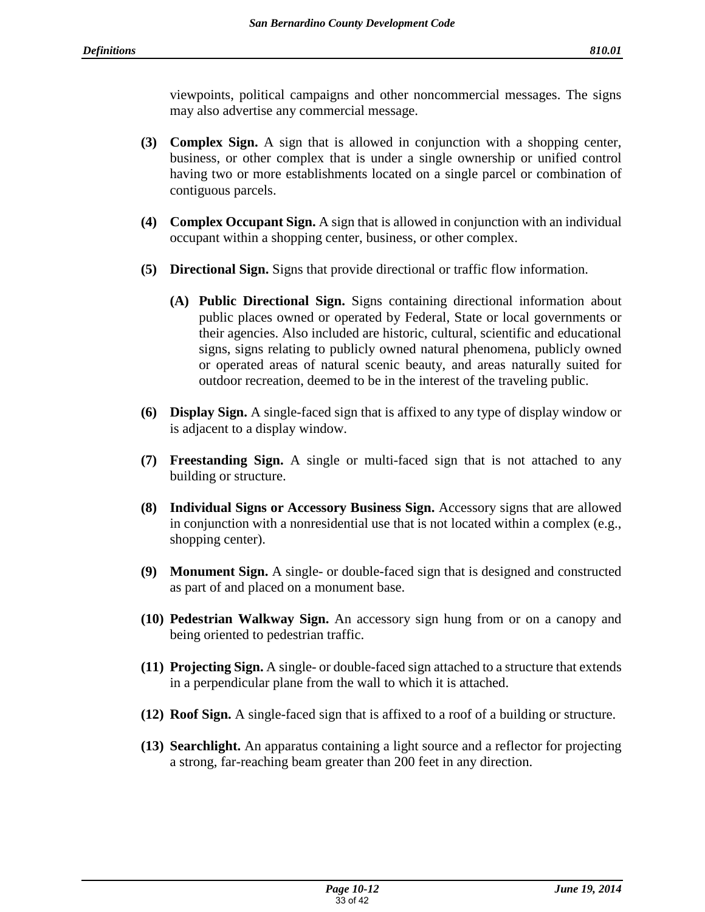viewpoints, political campaigns and other noncommercial messages. The signs may also advertise any commercial message.

**(3) Complex Sign.** A sign that is allowed in conjunction with a shopping center, business, or other complex that is under a single ownership or unified control having two or more establishments located on a single parcel or combination of contiguous parcels.

**(4) Complex Occupant Sign.** A sign that is allowed in conjunction with an individual occupant within a shopping center, business, or other complex.

**(5) Directional Sign.** Signs that provide directional or traffic flow information.

> **(A) Public Directional Sign.** Signs containing directional information about public places owned or operated by Federal, State or local governments or their agencies. Also included are historic, cultural, scientific and educational signs, signs relating to publicly owned natural phenomena, publicly owned or operated areas of natural scenic beauty, and areas naturally suited for outdoor recreation, deemed to be in the interest of the traveling public.

**(6) Display Sign.** A single-faced sign that is affixed to any type of display window or is adjacent to a display window.

**(7) Freestanding Sign.** A single or multi-faced sign that is not attached to any building or structure.

**(8) Individual Signs or Accessory Business Sign.** Accessory signs that are allowed in conjunction with a nonresidential use that is not located within a complex (e.g., shopping center).

**(9) Monument Sign.** A single- or double-faced sign that is designed and constructed as part of and placed on a monument base.

**(10) Pedestrian Walkway Sign.** An accessory sign hung from or on a canopy and being oriented to pedestrian traffic.

**(11) Projecting Sign.** A single- or double-faced sign attached to a structure that extends in a perpendicular plane from the wall to which it is attached.

**(12) Roof Sign.** A single-faced sign that is affixed to a roof of a building or structure.

**(13) Searchlight.** An apparatus containing a light source and a reflector for projecting a strong, far-reaching beam greater than 200 feet in any direction.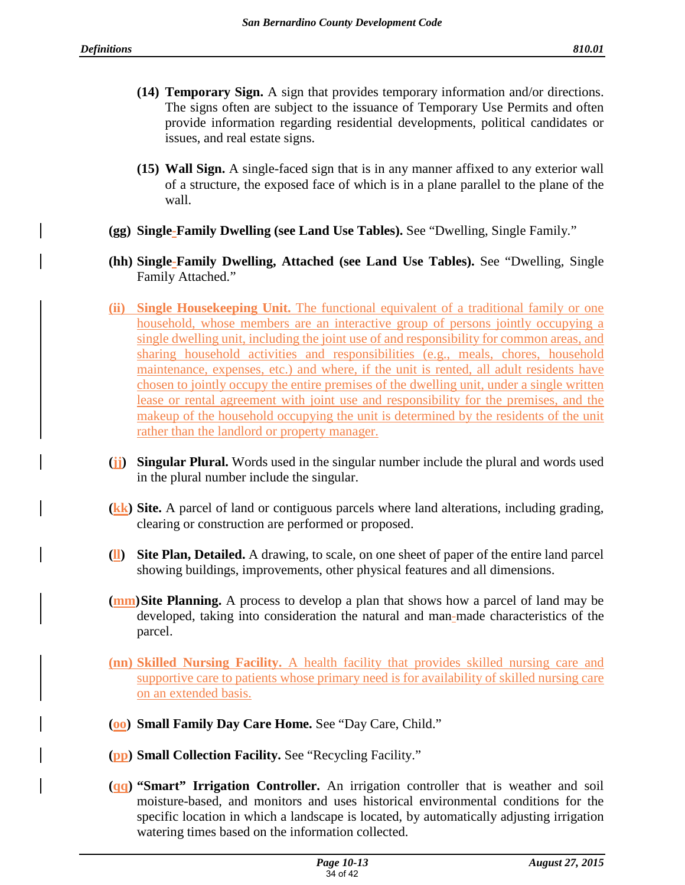**(14) Temporary Sign.** A sign that provides temporary information and/or directions. The signs often are subject to the issuance of Temporary Use Permits and often provide information regarding residential developments, political candidates or issues, and real estate signs.

**(15) Wall Sign.** A single-faced sign that is in any manner affixed to any exterior wall of a structure, the exposed face of which is in a plane parallel to the plane of the wall.

**(gg) Single-Family Dwelling (see Land Use Tables).** See "Dwelling, Single Family."

**(hh) Single-Family Dwelling, Attached (see Land Use Tables).** See "Dwelling, Single Family Attached."

**(ii) Single Housekeeping Unit.** The functional equivalent of a traditional family or one household, whose members are an interactive group of persons jointly occupying a single dwelling unit, including the joint use of and responsibility for common areas, and sharing household activities and responsibilities (e.g., meals, chores, household maintenance, expenses, etc.) and where, if the unit is rented, all adult residents have chosen to jointly occupy the entire premises of the dwelling unit, under a single written lease or rental agreement with joint use and responsibility for the premises, and the makeup of the household occupying the unit is determined by the residents of the unit rather than the landlord or property manager.

**(jj) Singular Plural.** Words used in the singular number include the plural and words used in the plural number include the singular.

**(kk) Site.** A parcel of land or contiguous parcels where land alterations, including grading, clearing or construction are performed or proposed.

**(ll) Site Plan, Detailed.** A drawing, to scale, on one sheet of paper of the entire land parcel showing buildings, improvements, other physical features and all dimensions.

**(mm) Site Planning.** A process to develop a plan that shows how a parcel of land may be developed, taking into consideration the natural and man-made characteristics of the parcel.

**(nn) Skilled Nursing Facility.** A health facility that provides skilled nursing care and supportive care to patients whose primary need is for availability of skilled nursing care on an extended basis.

**(oo) Small Family Day Care Home.** See "Day Care, Child."

**(pp) Small Collection Facility.** See "Recycling Facility."

**(qq) "Smart" Irrigation Controller.** An irrigation controller that is weather and soil moisture-based, and monitors and uses historical environmental conditions for the specific location in which a landscape is located, by automatically adjusting irrigation watering times based on the information collected.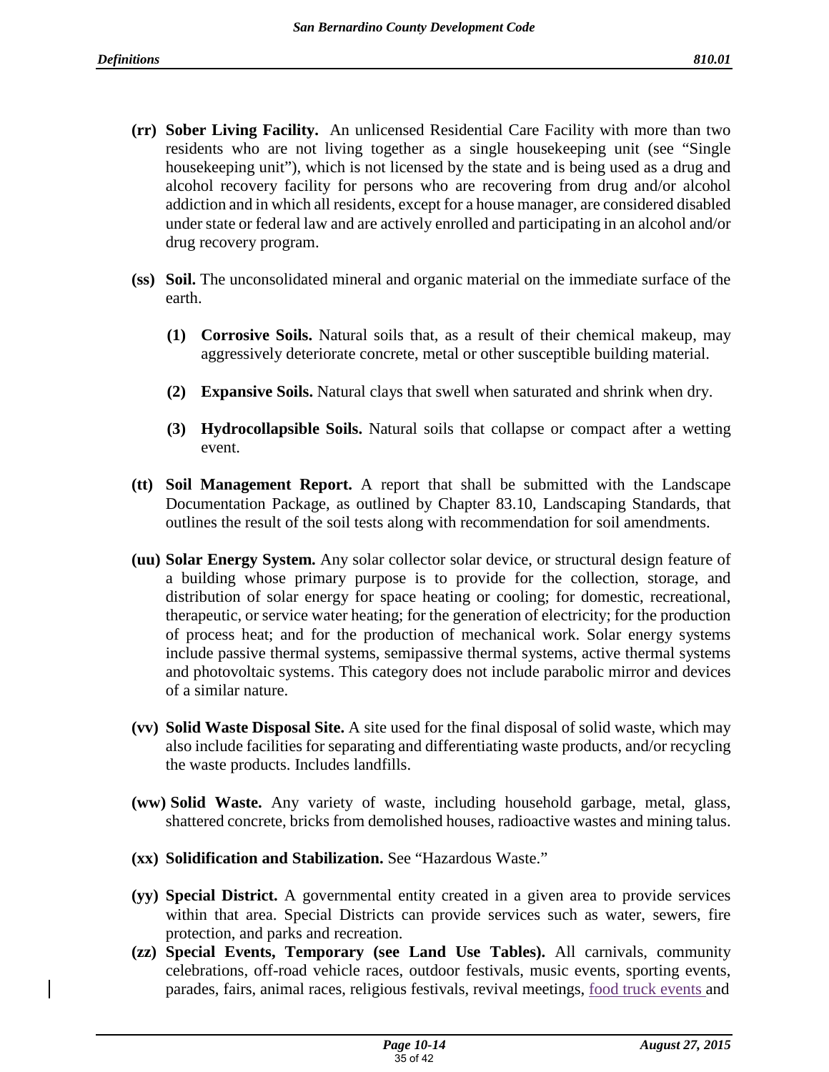**(rr) Sober Living Facility.** An unlicensed Residential Care Facility with more than two residents who are not living together as a single housekeeping unit (see "Single housekeeping unit"), which is not licensed by the state and is being used as a drug and alcohol recovery facility for persons who are recovering from drug and/or alcohol addiction and in which all residents, except for a house manager, are considered disabled under state or federal law and are actively enrolled and participating in an alcohol and/or drug recovery program.

**(ss) Soil.** The unconsolidated mineral and organic material on the immediate surface of the earth.

- **(1) Corrosive Soils.** Natural soils that, as a result of their chemical makeup, may aggressively deteriorate concrete, metal or other susceptible building material.
- **(2) Expansive Soils.** Natural clays that swell when saturated and shrink when dry.
- **(3) Hydrocollapsible Soils.** Natural soils that collapse or compact after a wetting event.

**(tt) Soil Management Report.** A report that shall be submitted with the Landscape Documentation Package, as outlined by Chapter 83.10, Landscaping Standards, that outlines the result of the soil tests along with recommendation for soil amendments.

**(uu) Solar Energy System.** Any solar collector solar device, or structural design feature of a building whose primary purpose is to provide for the collection, storage, and distribution of solar energy for space heating or cooling; for domestic, recreational, therapeutic, or service water heating; for the generation of electricity; for the production of process heat; and for the production of mechanical work. Solar energy systems include passive thermal systems, semipassive thermal systems, active thermal systems and photovoltaic systems. This category does not include parabolic mirror and devices of a similar nature.

**(vv) Solid Waste Disposal Site.** A site used for the final disposal of solid waste, which may also include facilities for separating and differentiating waste products, and/or recycling the waste products. Includes landfills.

**(ww) Solid Waste.** Any variety of waste, including household garbage, metal, glass, shattered concrete, bricks from demolished houses, radioactive wastes and mining talus.

**(xx) Solidification and Stabilization.** See "Hazardous Waste."

**(yy) Special District.** A governmental entity created in a given area to provide services within that area. Special Districts can provide services such as water, sewers, fire protection, and parks and recreation.

**(zz) Special Events, Temporary (see Land Use Tables).** All carnivals, community celebrations, off-road vehicle races, outdoor festivals, music events, sporting events, parades, fairs, animal races, religious festivals, revival meetings, food truck events and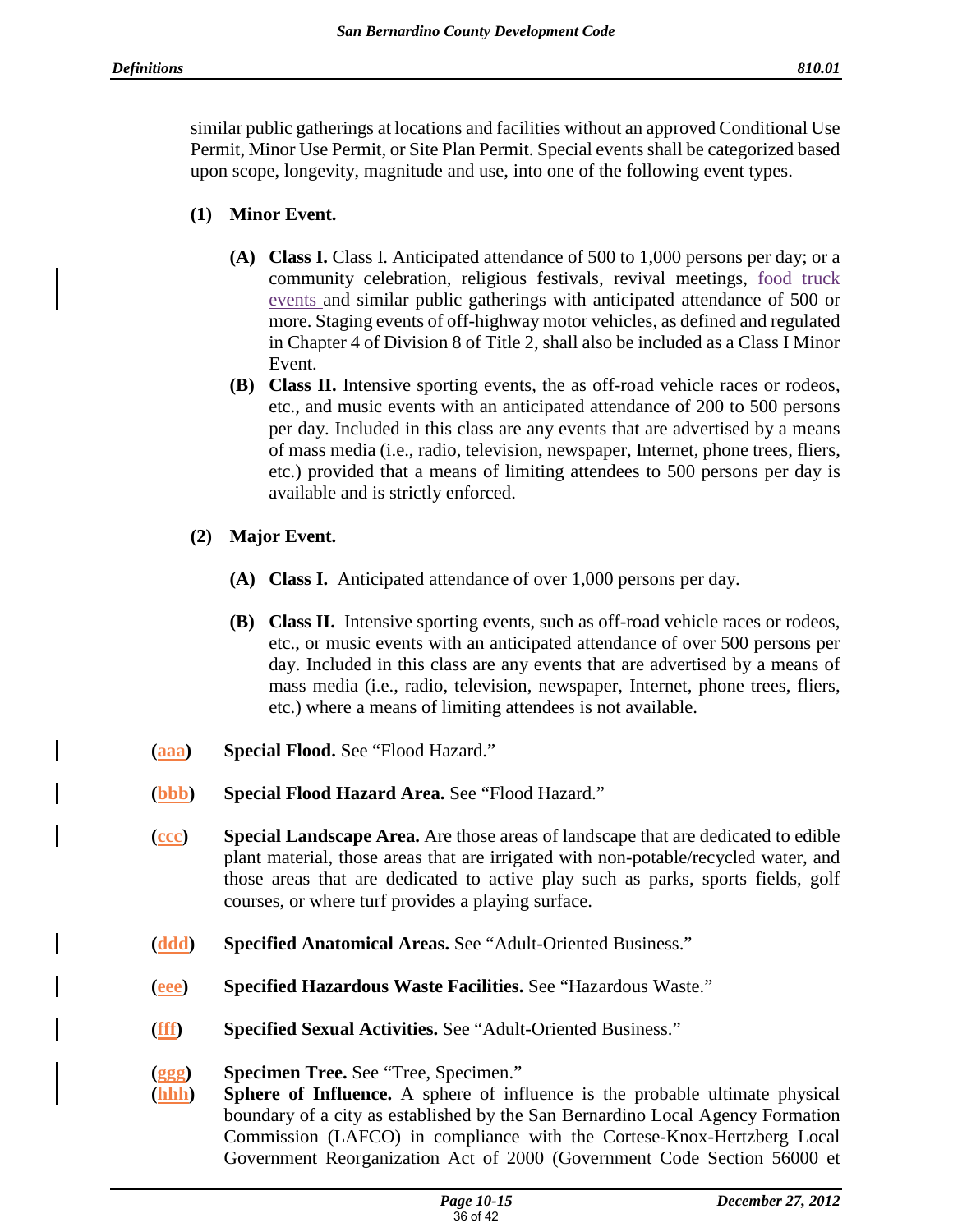similar public gatherings at locations and facilities without an approved Conditional Use Permit, Minor Use Permit, or Site Plan Permit. Special events shall be categorized based upon scope, longevity, magnitude and use, into one of the following event types.

**(1) Minor Event.**

- **(A) Class I.** Class I. Anticipated attendance of 500 to 1,000 persons per day; or a community celebration, religious festivals, revival meetings, food truck events and similar public gatherings with anticipated attendance of 500 or more. Staging events of off-highway motor vehicles, as defined and regulated in Chapter 4 of Division 8 of Title 2, shall also be included as a Class I Minor Event.
- **(B) Class II.** Intensive sporting events, the as off-road vehicle races or rodeos, etc., and music events with an anticipated attendance of 200 to 500 persons per day. Included in this class are any events that are advertised by a means of mass media (i.e., radio, television, newspaper, Internet, phone trees, fliers, etc.) provided that a means of limiting attendees to 500 persons per day is available and is strictly enforced.

**(2) Major Event.**

- **(A) Class I.** Anticipated attendance of over 1,000 persons per day.
- **(B) Class II.** Intensive sporting events, such as off-road vehicle races or rodeos, etc., or music events with an anticipated attendance of over 500 persons per day. Included in this class are any events that are advertised by a means of mass media (i.e., radio, television, newspaper, Internet, phone trees, fliers, etc.) where a means of limiting attendees is not available.

(aaa) **Special Flood.** See "Flood Hazard."

(bbb) **Special Flood Hazard Area.** See "Flood Hazard."

(ccc) **Special Landscape Area.** Are those areas of landscape that are dedicated to edible plant material, those areas that are irrigated with non-potable/recycled water, and those areas that are dedicated to active play such as parks, sports fields, golf courses, or where turf provides a playing surface.

(ddd) **Specified Anatomical Areas.** See "Adult-Oriented Business."

(eee) **Specified Hazardous Waste Facilities.** See "Hazardous Waste."

(fff) **Specified Sexual Activities.** See "Adult-Oriented Business."

(ggg) **Specimen Tree.** See "Tree, Specimen."

(hhh) **Sphere of Influence.** A sphere of influence is the probable ultimate physical boundary of a city as established by the San Bernardino Local Agency Formation Commission (LAFCO) in compliance with the Cortese-Knox-Hertzberg Local Government Reorganization Act of 2000 (Government Code Section 56000 et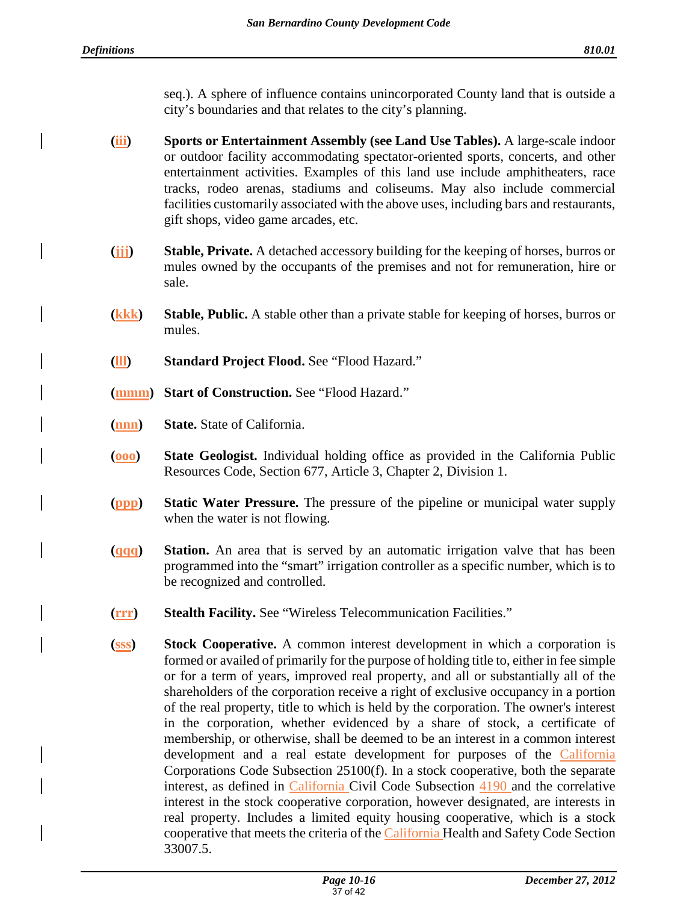seq.). A sphere of influence contains unincorporated County land that is outside a city's boundaries and that relates to the city's planning.

(iii) **Sports or Entertainment Assembly (see Land Use Tables).** A large-scale indoor or outdoor facility accommodating spectator-oriented sports, concerts, and other entertainment activities. Examples of this land use include amphitheaters, race tracks, rodeo arenas, stadiums and coliseums. May also include commercial facilities customarily associated with the above uses, including bars and restaurants, gift shops, video game arcades, etc.

(jjj) **Stable, Private.** A detached accessory building for the keeping of horses, burros or mules owned by the occupants of the premises and not for remuneration, hire or sale.

(kkk) **Stable, Public.** A stable other than a private stable for keeping of horses, burros or mules.

(lll) **Standard Project Flood.** See "Flood Hazard."

(mmm) **Start of Construction.** See "Flood Hazard."

(nnn) **State.** State of California.

(ooo) **State Geologist.** Individual holding office as provided in the California Public Resources Code, Section 677, Article 3, Chapter 2, Division 1.

(ppp) **Static Water Pressure.** The pressure of the pipeline or municipal water supply when the water is not flowing.

(qqq) **Station.** An area that is served by an automatic irrigation valve that has been programmed into the "smart" irrigation controller as a specific number, which is to be recognized and controlled.

(rrr) **Stealth Facility.** See "Wireless Telecommunication Facilities."

(sss) **Stock Cooperative.** A common interest development in which a corporation is formed or availed of primarily for the purpose of holding title to, either in fee simple or for a term of years, improved real property, and all or substantially all of the shareholders of the corporation receive a right of exclusive occupancy in a portion of the real property, title to which is held by the corporation. The owner's interest in the corporation, whether evidenced by a share of stock, a certificate of membership, or otherwise, shall be deemed to be an interest in a common interest development and a real estate development for purposes of the California Corporations Code Subsection 25100(f). In a stock cooperative, both the separate interest, as defined in California Civil Code Subsection 4190 and the correlative interest in the stock cooperative corporation, however designated, are interests in real property. Includes a limited equity housing cooperative, which is a stock cooperative that meets the criteria of the California Health and Safety Code Section 33007.5.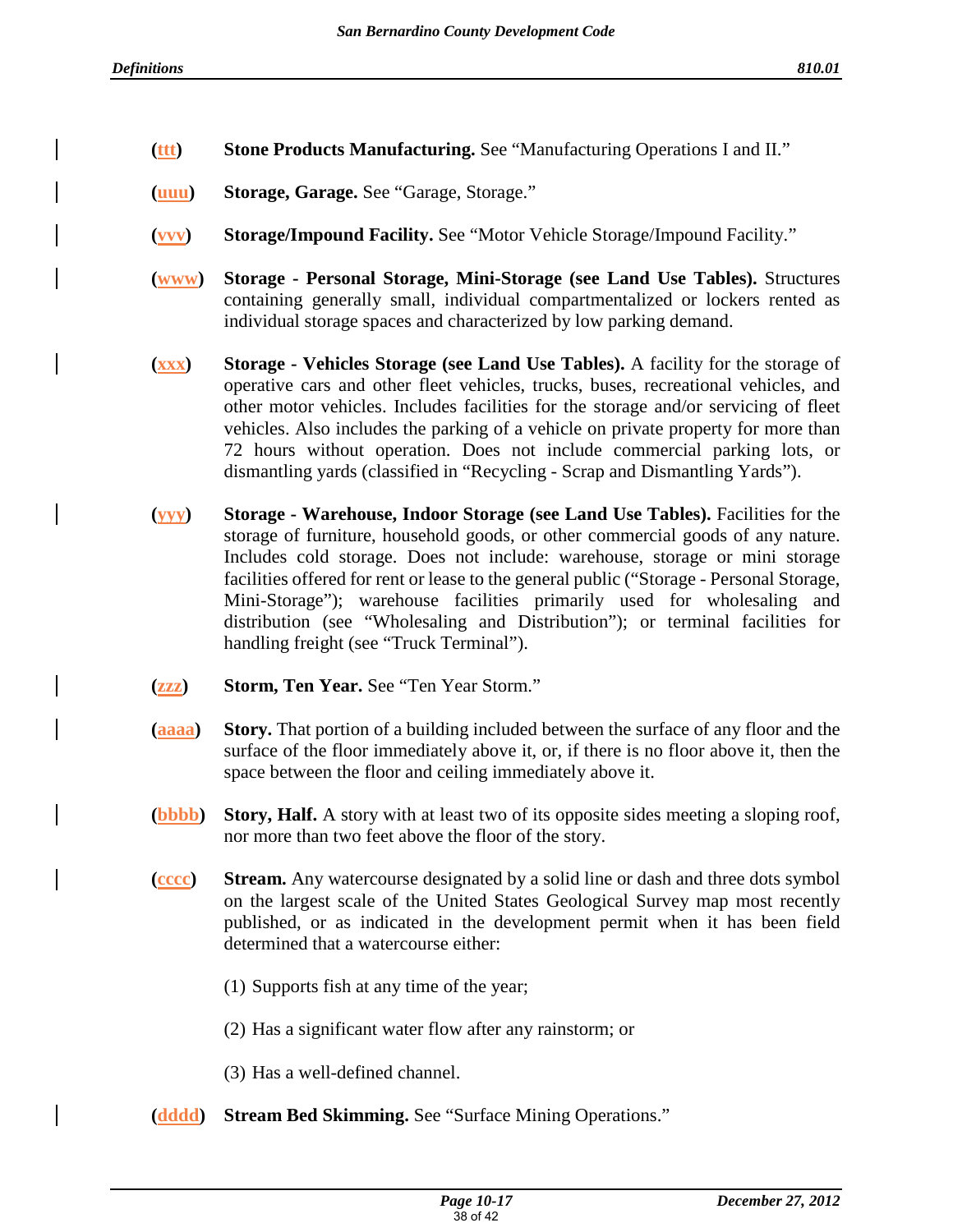(ttt) **Stone Products Manufacturing.** See "Manufacturing Operations I and II."

(uuu) **Storage, Garage.** See "Garage, Storage."

(vvv) **Storage/Impound Facility.** See "Motor Vehicle Storage/Impound Facility."

(www) **Storage - Personal Storage, Mini-Storage (see Land Use Tables).** Structures containing generally small, individual compartmentalized or lockers rented as individual storage spaces and characterized by low parking demand.

(xxx) **Storage - Vehicles Storage (see Land Use Tables).** A facility for the storage of operative cars and other fleet vehicles, trucks, buses, recreational vehicles, and other motor vehicles. Includes facilities for the storage and/or servicing of fleet vehicles. Also includes the parking of a vehicle on private property for more than 72 hours without operation. Does not include commercial parking lots, or dismantling yards (classified in "Recycling - Scrap and Dismantling Yards").

(yyy) **Storage - Warehouse, Indoor Storage (see Land Use Tables).** Facilities for the storage of furniture, household goods, or other commercial goods of any nature. Includes cold storage. Does not include: warehouse, storage or mini storage facilities offered for rent or lease to the general public ("Storage - Personal Storage, Mini-Storage"); warehouse facilities primarily used for wholesaling and distribution (see "Wholesaling and Distribution"); or terminal facilities for handling freight (see "Truck Terminal").

(zzz) **Storm, Ten Year.** See "Ten Year Storm."

(aaaa) **Story.** That portion of a building included between the surface of any floor and the surface of the floor immediately above it, or, if there is no floor above it, then the space between the floor and ceiling immediately above it.

(bbbb) **Story, Half.** A story with at least two of its opposite sides meeting a sloping roof, nor more than two feet above the floor of the story.

(cccc) **Stream.** Any watercourse designated by a solid line or dash and three dots symbol on the largest scale of the United States Geological Survey map most recently published, or as indicated in the development permit when it has been field determined that a watercourse either:

(1) Supports fish at any time of the year;

(2) Has a significant water flow after any rainstorm; or

(3) Has a well-defined channel.

(dddd) **Stream Bed Skimming.** See "Surface Mining Operations."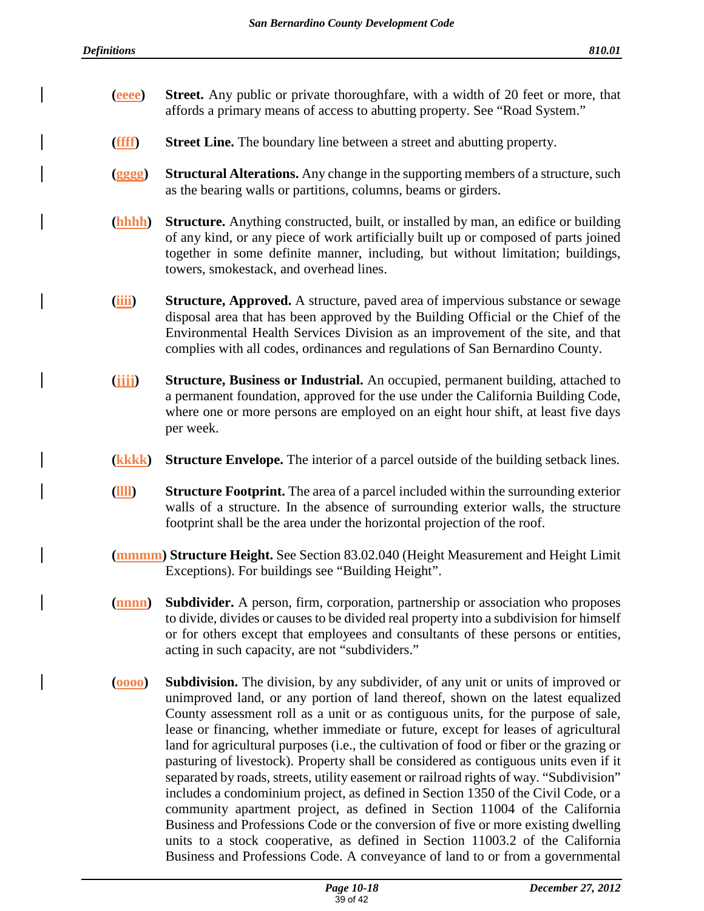(eeee) **Street.** Any public or private thoroughfare, with a width of 20 feet or more, that affords a primary means of access to abutting property. See "Road System."

(ffff) **Street Line.** The boundary line between a street and abutting property.

(gggg) **Structural Alterations.** Any change in the supporting members of a structure, such as the bearing walls or partitions, columns, beams or girders.

(hhhh) **Structure.** Anything constructed, built, or installed by man, an edifice or building of any kind, or any piece of work artificially built up or composed of parts joined together in some definite manner, including, but without limitation; buildings, towers, smokestack, and overhead lines.

(iiii) **Structure, Approved.** A structure, paved area of impervious substance or sewage disposal area that has been approved by the Building Official or the Chief of the Environmental Health Services Division as an improvement of the site, and that complies with all codes, ordinances and regulations of San Bernardino County.

(jjjj) **Structure, Business or Industrial.** An occupied, permanent building, attached to a permanent foundation, approved for the use under the California Building Code, where one or more persons are employed on an eight hour shift, at least five days per week.

(kkkk) **Structure Envelope.** The interior of a parcel outside of the building setback lines.

(llll) **Structure Footprint.** The area of a parcel included within the surrounding exterior walls of a structure. In the absence of surrounding exterior walls, the structure footprint shall be the area under the horizontal projection of the roof.

(mmmm) **Structure Height.** See Section 83.02.040 (Height Measurement and Height Limit Exceptions). For buildings see "Building Height".

(nnnn) **Subdivider.** A person, firm, corporation, partnership or association who proposes to divide, divides or causes to be divided real property into a subdivision for himself or for others except that employees and consultants of these persons or entities, acting in such capacity, are not "subdividers."

(oooo) **Subdivision.** The division, by any subdivider, of any unit or units of improved or unimproved land, or any portion of land thereof, shown on the latest equalized County assessment roll as a unit or as contiguous units, for the purpose of sale, lease or financing, whether immediate or future, except for leases of agricultural land for agricultural purposes (i.e., the cultivation of food or fiber or the grazing or pasturing of livestock). Property shall be considered as contiguous units even if it separated by roads, streets, utility easement or railroad rights of way. "Subdivision" includes a condominium project, as defined in Section 1350 of the Civil Code, or a community apartment project, as defined in Section 11004 of the California Business and Professions Code or the conversion of five or more existing dwelling units to a stock cooperative, as defined in Section 11003.2 of the California Business and Professions Code. A conveyance of land to or from a governmental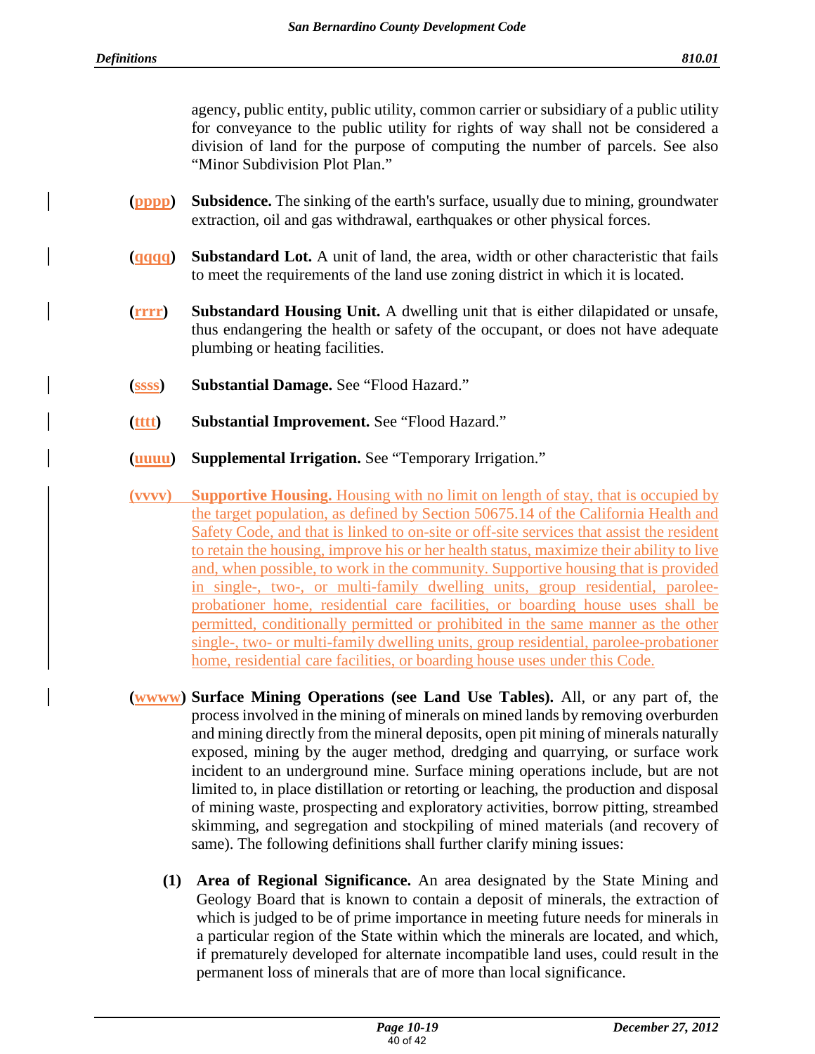agency, public entity, public utility, common carrier or subsidiary of a public utility for conveyance to the public utility for rights of way shall not be considered a division of land for the purpose of computing the number of parcels. See also "Minor Subdivision Plot Plan."

(pppp) **Subsidence.** The sinking of the earth's surface, usually due to mining, groundwater extraction, oil and gas withdrawal, earthquakes or other physical forces.

(qqqq) **Substandard Lot.** A unit of land, the area, width or other characteristic that fails to meet the requirements of the land use zoning district in which it is located.

(rrrr) **Substandard Housing Unit.** A dwelling unit that is either dilapidated or unsafe, thus endangering the health or safety of the occupant, or does not have adequate plumbing or heating facilities.

(ssss) **Substantial Damage.** See "Flood Hazard."

(tttt) **Substantial Improvement.** See "Flood Hazard."

(uuuu) **Supplemental Irrigation.** See "Temporary Irrigation."

(vvvv) **Supportive Housing.** Housing with no limit on length of stay, that is occupied by the target population, as defined by Section 50675.14 of the California Health and Safety Code, and that is linked to on-site or off-site services that assist the resident to retain the housing, improve his or her health status, maximize their ability to live and, when possible, to work in the community. Supportive housing that is provided in single-, two-, or multi-family dwelling units, group residential, parolee-probationer home, residential care facilities, or boarding house uses shall be permitted, conditionally permitted or prohibited in the same manner as the other single-, two- or multi-family dwelling units, group residential, parolee-probationer home, residential care facilities, or boarding house uses under this Code.

(wwww) **Surface Mining Operations (see Land Use Tables).** All, or any part of, the process involved in the mining of minerals on mined lands by removing overburden and mining directly from the mineral deposits, open pit mining of minerals naturally exposed, mining by the auger method, dredging and quarrying, or surface work incident to an underground mine. Surface mining operations include, but are not limited to, in place distillation or retorting or leaching, the production and disposal of mining waste, prospecting and exploratory activities, borrow pitting, streambed skimming, and segregation and stockpiling of mined materials (and recovery of same). The following definitions shall further clarify mining issues:

**(1) Area of Regional Significance.** An area designated by the State Mining and Geology Board that is known to contain a deposit of minerals, the extraction of which is judged to be of prime importance in meeting future needs for minerals in a particular region of the State within which the minerals are located, and which, if prematurely developed for alternate incompatible land uses, could result in the permanent loss of minerals that are of more than local significance.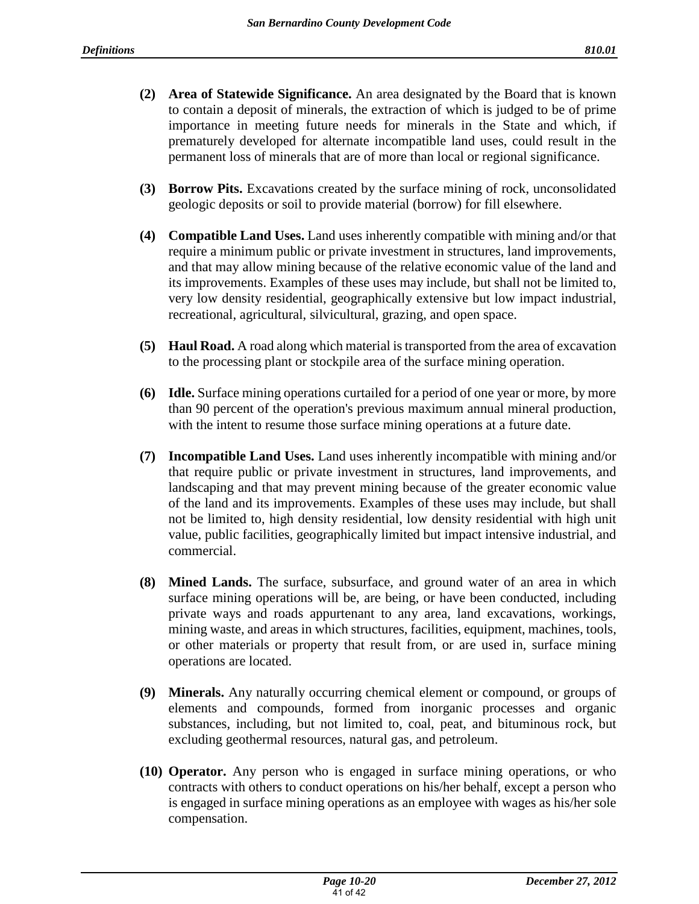**(2) Area of Statewide Significance.** An area designated by the Board that is known to contain a deposit of minerals, the extraction of which is judged to be of prime importance in meeting future needs for minerals in the State and which, if prematurely developed for alternate incompatible land uses, could result in the permanent loss of minerals that are of more than local or regional significance.

**(3) Borrow Pits.** Excavations created by the surface mining of rock, unconsolidated geologic deposits or soil to provide material (borrow) for fill elsewhere.

**(4) Compatible Land Uses.** Land uses inherently compatible with mining and/or that require a minimum public or private investment in structures, land improvements, and that may allow mining because of the relative economic value of the land and its improvements. Examples of these uses may include, but shall not be limited to, very low density residential, geographically extensive but low impact industrial, recreational, agricultural, silvicultural, grazing, and open space.

**(5) Haul Road.** A road along which material is transported from the area of excavation to the processing plant or stockpile area of the surface mining operation.

**(6) Idle.** Surface mining operations curtailed for a period of one year or more, by more than 90 percent of the operation's previous maximum annual mineral production, with the intent to resume those surface mining operations at a future date.

**(7) Incompatible Land Uses.** Land uses inherently incompatible with mining and/or that require public or private investment in structures, land improvements, and landscaping and that may prevent mining because of the greater economic value of the land and its improvements. Examples of these uses may include, but shall not be limited to, high density residential, low density residential with high unit value, public facilities, geographically limited but impact intensive industrial, and commercial.

**(8) Mined Lands.** The surface, subsurface, and ground water of an area in which surface mining operations will be, are being, or have been conducted, including private ways and roads appurtenant to any area, land excavations, workings, mining waste, and areas in which structures, facilities, equipment, machines, tools, or other materials or property that result from, or are used in, surface mining operations are located.

**(9) Minerals.** Any naturally occurring chemical element or compound, or groups of elements and compounds, formed from inorganic processes and organic substances, including, but not limited to, coal, peat, and bituminous rock, but excluding geothermal resources, natural gas, and petroleum.

**(10) Operator.** Any person who is engaged in surface mining operations, or who contracts with others to conduct operations on his/her behalf, except a person who is engaged in surface mining operations as an employee with wages as his/her sole compensation.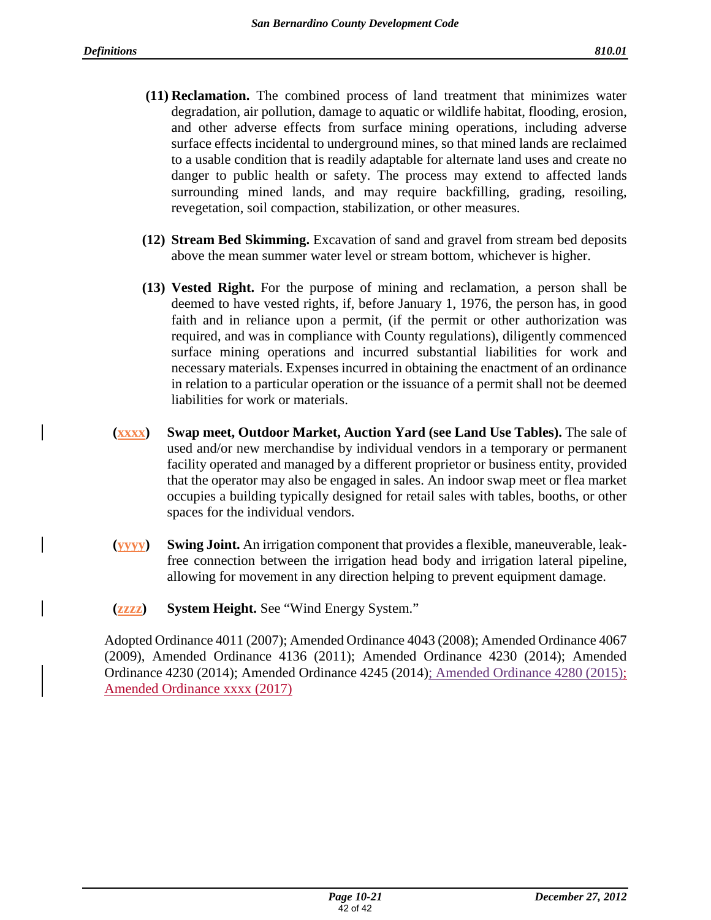**(11) Reclamation.** The combined process of land treatment that minimizes water degradation, air pollution, damage to aquatic or wildlife habitat, flooding, erosion, and other adverse effects from surface mining operations, including adverse surface effects incidental to underground mines, so that mined lands are reclaimed to a usable condition that is readily adaptable for alternate land uses and create no danger to public health or safety. The process may extend to affected lands surrounding mined lands, and may require backfilling, grading, resoiling, revegetation, soil compaction, stabilization, or other measures.

**(12) Stream Bed Skimming.** Excavation of sand and gravel from stream bed deposits above the mean summer water level or stream bottom, whichever is higher.

**(13) Vested Right.** For the purpose of mining and reclamation, a person shall be deemed to have vested rights, if, before January 1, 1976, the person has, in good faith and in reliance upon a permit, (if the permit or other authorization was required, and was in compliance with County regulations), diligently commenced surface mining operations and incurred substantial liabilities for work and necessary materials. Expenses incurred in obtaining the enactment of an ordinance in relation to a particular operation or the issuance of a permit shall not be deemed liabilities for work or materials.

**(xxxx) Swap meet, Outdoor Market, Auction Yard (see Land Use Tables).** The sale of used and/or new merchandise by individual vendors in a temporary or permanent facility operated and managed by a different proprietor or business entity, provided that the operator may also be engaged in sales. An indoor swap meet or flea market occupies a building typically designed for retail sales with tables, booths, or other spaces for the individual vendors.

**(yyyy) Swing Joint.** An irrigation component that provides a flexible, maneuverable, leak-free connection between the irrigation head body and irrigation lateral pipeline, allowing for movement in any direction helping to prevent equipment damage.

**(zzzz) System Height.** See "Wind Energy System."

Adopted Ordinance 4011 (2007); Amended Ordinance 4043 (2008); Amended Ordinance 4067 (2009), Amended Ordinance 4136 (2011); Amended Ordinance 4230 (2014); Amended Ordinance 4230 (2014); Amended Ordinance 4245 (2014); Amended Ordinance 4280 (2015); Amended Ordinance xxxx (2017)